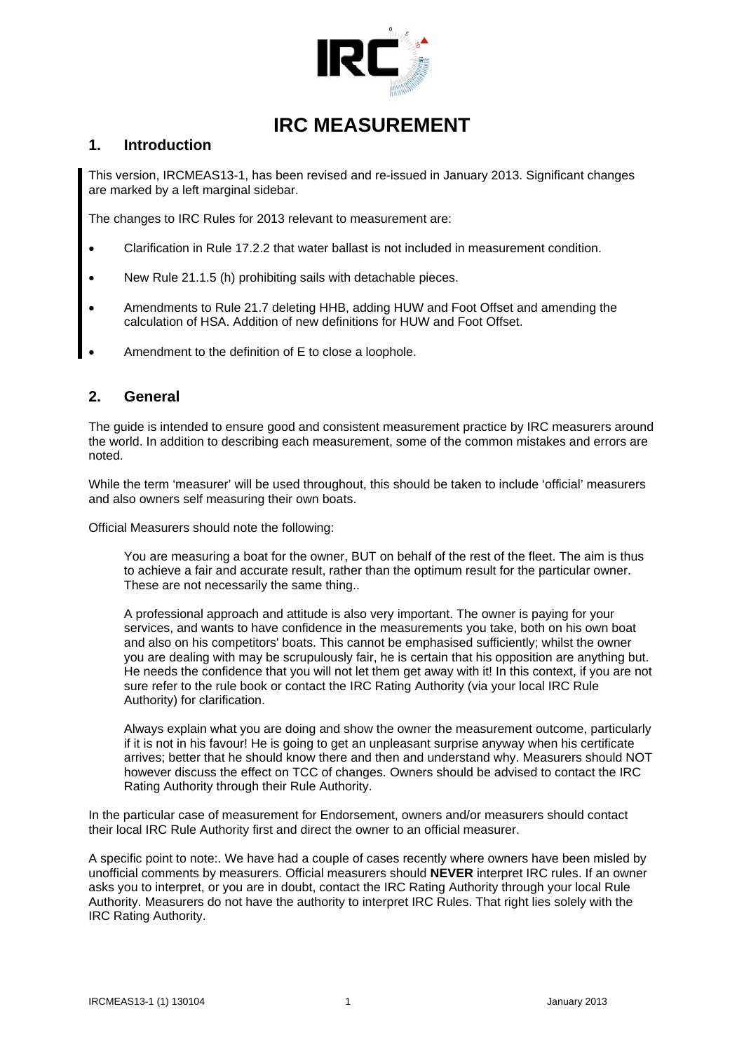# IRC MEASUREMENT

## 1. Introduction

This version, IRCMEAS13-1, has been revised and re-issued in January 2013. Significant changes are marked by a left marginal sidebar.

The changes to IRC Rules for 2013 relevant to measurement are:

- Clarification in Rule 17.2.2 that water ballast is not included in measurement condition.
- New Rule 21.1.5 (h) prohibiting sails with detachable pieces.
- Amendments to Rule 21.7 deleting HHB, adding HUW and Foot Offset and amending the calculation of HSA. Addition of new definitions for HUW and Foot Offset.
- Amendment to the definition of E to close a loophole.

## 2. General

The guide is intended to ensure good and consistent measurement practice by IRC measurers around the world. In addition to describing each measurement, some of the common mistakes and errors are noted.

While the term 'measurer' will be used throughout, this should be taken to include 'official' measurers and also owners self measuring their own boats.

Official Measurers should note the following:

> You are measuring a boat for the owner, BUT on behalf of the rest of the fleet. The aim is thus to achieve a fair and accurate result, rather than the optimum result for the particular owner. These are not necessarily the same thing..
>
> A professional approach and attitude is also very important. The owner is paying for your services, and wants to have confidence in the measurements you take, both on his own boat and also on his competitors' boats. This cannot be emphasised sufficiently; whilst the owner you are dealing with may be scrupulously fair, he is certain that his opposition are anything but. He needs the confidence that you will not let them get away with it! In this context, if you are not sure refer to the rule book or contact the IRC Rating Authority (via your local IRC Rule Authority) for clarification.
>
> Always explain what you are doing and show the owner the measurement outcome, particularly if it is not in his favour! He is going to get an unpleasant surprise anyway when his certificate arrives; better that he should know there and then and understand why. Measurers should NOT however discuss the effect on TCC of changes. Owners should be advised to contact the IRC Rating Authority through their Rule Authority.

In the particular case of measurement for Endorsement, owners and/or measurers should contact their local IRC Rule Authority first and direct the owner to an official measurer.

A specific point to note:. We have had a couple of cases recently where owners have been misled by unofficial comments by measurers. Official measurers should **NEVER** interpret IRC rules. If an owner asks you to interpret, or you are in doubt, contact the IRC Rating Authority through your local Rule Authority. Measurers do not have the authority to interpret IRC Rules. That right lies solely with the IRC Rating Authority.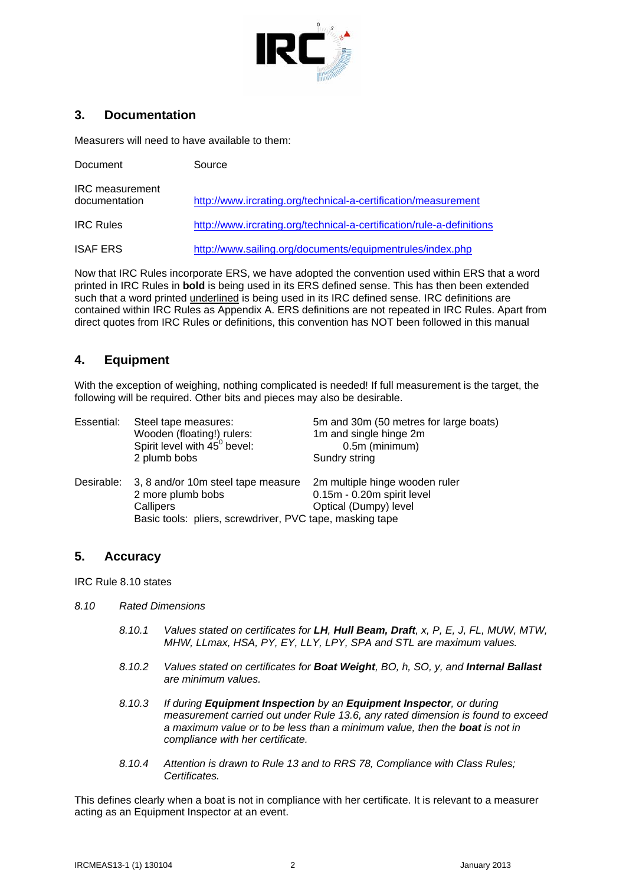## 3. Documentation

Measurers will need to have available to them:

| Document | Source |
|---|---|
| IRC measurement documentation | http://www.ircrating.org/technical-a-certification/measurement |
| IRC Rules | http://www.ircrating.org/technical-a-certification/rule-a-definitions |
| ISAF ERS | http://www.sailing.org/documents/equipmentrules/index.php |

Now that IRC Rules incorporate ERS, we have adopted the convention used within ERS that a word printed in IRC Rules in **bold** is being used in its ERS defined sense. This has then been extended such that a word printed <u>underlined</u> is being used in its IRC defined sense. IRC definitions are contained within IRC Rules as Appendix A. ERS definitions are not repeated in IRC Rules. Apart from direct quotes from IRC Rules or definitions, this convention has NOT been followed in this manual

## 4. Equipment

With the exception of weighing, nothing complicated is needed! If full measurement is the target, the following will be required. Other bits and pieces may also be desirable.

| | | |
|---|---|---|
| Essential: | Steel tape measures: | 5m and 30m (50 metres for large boats) |
| | Wooden (floating!) rulers: | 1m and single hinge 2m |
| | Spirit level with $45^0$ bevel: | 0.5m (minimum) |
| | 2 plumb bobs | Sundry string |
| Desirable: | 3, 8 and/or 10m steel tape measure | 2m multiple hinge wooden ruler |
| | 2 more plumb bobs | 0.15m - 0.20m spirit level |
| | Callipers | Optical (Dumpy) level |
| | Basic tools: pliers, screwdriver, PVC tape, masking tape | |

## 5. Accuracy

IRC Rule 8.10 states

*8.10 Rated Dimensions*

> *8.10.1 Values stated on certificates for **LH**, **Hull Beam, Draft**, x, P, E, J, FL, MUW, MTW, MHW, LLmax, HSA, PY, EY, LLY, LPY, SPA and STL are maximum values.*
>
> *8.10.2 Values stated on certificates for **Boat Weight**, BO, h, SO, y, and **Internal Ballast** are minimum values.*
>
> *8.10.3 If during **Equipment Inspection** by an **Equipment Inspector**, or during measurement carried out under Rule 13.6, any rated dimension is found to exceed a maximum value or to be less than a minimum value, then the **boat** is not in compliance with her certificate.*
>
> *8.10.4 Attention is drawn to Rule 13 and to RRS 78, Compliance with Class Rules; Certificates.*

This defines clearly when a boat is not in compliance with her certificate. It is relevant to a measurer acting as an Equipment Inspector at an event.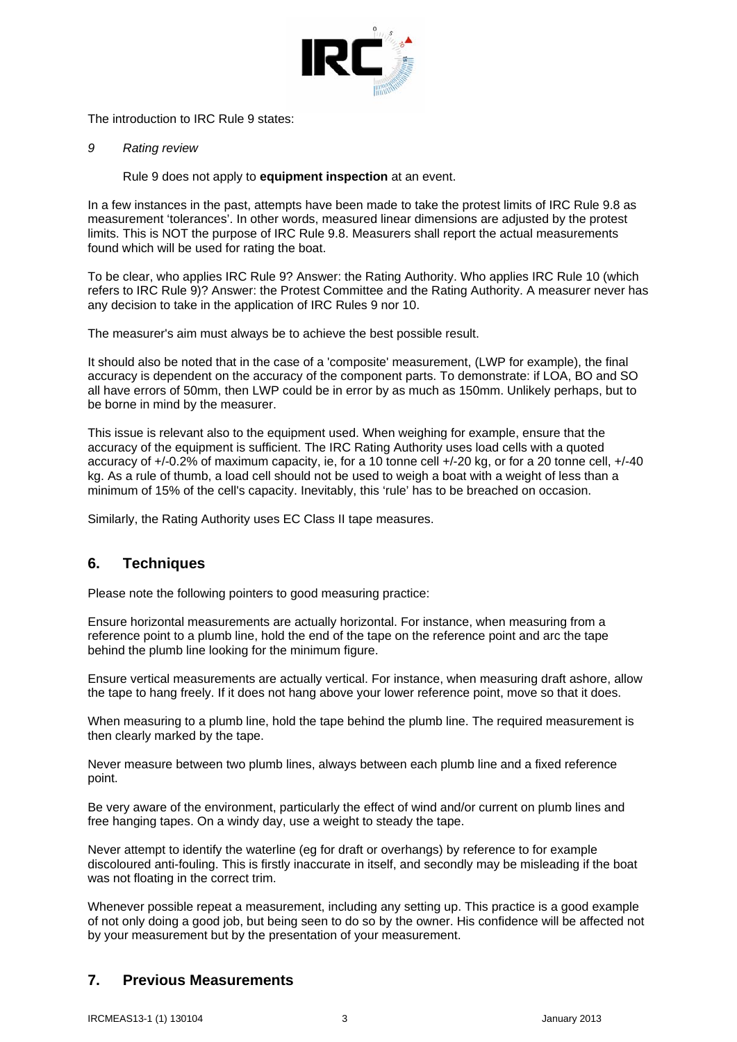The introduction to IRC Rule 9 states:

*9 Rating review*

Rule 9 does not apply to **equipment inspection** at an event.

In a few instances in the past, attempts have been made to take the protest limits of IRC Rule 9.8 as measurement 'tolerances'. In other words, measured linear dimensions are adjusted by the protest limits. This is NOT the purpose of IRC Rule 9.8. Measurers shall report the actual measurements found which will be used for rating the boat.

To be clear, who applies IRC Rule 9? Answer: the Rating Authority. Who applies IRC Rule 10 (which refers to IRC Rule 9)? Answer: the Protest Committee and the Rating Authority. A measurer never has any decision to take in the application of IRC Rules 9 nor 10.

The measurer's aim must always be to achieve the best possible result.

It should also be noted that in the case of a 'composite' measurement, (LWP for example), the final accuracy is dependent on the accuracy of the component parts. To demonstrate: if LOA, BO and SO all have errors of 50mm, then LWP could be in error by as much as 150mm. Unlikely perhaps, but to be borne in mind by the measurer.

This issue is relevant also to the equipment used. When weighing for example, ensure that the accuracy of the equipment is sufficient. The IRC Rating Authority uses load cells with a quoted accuracy of +/-0.2% of maximum capacity, ie, for a 10 tonne cell +/-20 kg, or for a 20 tonne cell, +/-40 kg. As a rule of thumb, a load cell should not be used to weigh a boat with a weight of less than a minimum of 15% of the cell's capacity. Inevitably, this 'rule' has to be breached on occasion.

Similarly, the Rating Authority uses EC Class II tape measures.

## 6. Techniques

Please note the following pointers to good measuring practice:

Ensure horizontal measurements are actually horizontal. For instance, when measuring from a reference point to a plumb line, hold the end of the tape on the reference point and arc the tape behind the plumb line looking for the minimum figure.

Ensure vertical measurements are actually vertical. For instance, when measuring draft ashore, allow the tape to hang freely. If it does not hang above your lower reference point, move so that it does.

When measuring to a plumb line, hold the tape behind the plumb line. The required measurement is then clearly marked by the tape.

Never measure between two plumb lines, always between each plumb line and a fixed reference point.

Be very aware of the environment, particularly the effect of wind and/or current on plumb lines and free hanging tapes. On a windy day, use a weight to steady the tape.

Never attempt to identify the waterline (eg for draft or overhangs) by reference to for example discoloured anti-fouling. This is firstly inaccurate in itself, and secondly may be misleading if the boat was not floating in the correct trim.

Whenever possible repeat a measurement, including any setting up. This practice is a good example of not only doing a good job, but being seen to do so by the owner. His confidence will be affected not by your measurement but by the presentation of your measurement.

## 7. Previous Measurements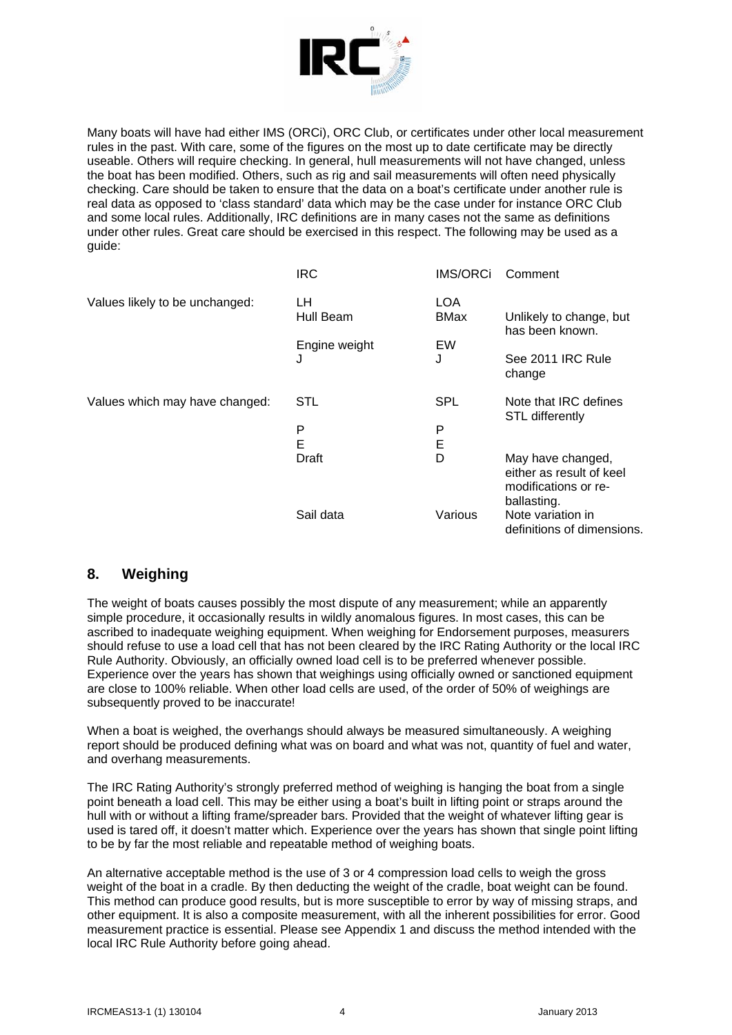Many boats will have had either IMS (ORCi), ORC Club, or certificates under other local measurement rules in the past. With care, some of the figures on the most up to date certificate may be directly useable. Others will require checking. In general, hull measurements will not have changed, unless the boat has been modified. Others, such as rig and sail measurements will often need physically checking. Care should be taken to ensure that the data on a boat's certificate under another rule is real data as opposed to 'class standard' data which may be the case under for instance ORC Club and some local rules. Additionally, IRC definitions are in many cases not the same as definitions under other rules. Great care should be exercised in this respect. The following may be used as a guide:

| | IRC | IMS/ORCi | Comment |
|---|---|---|---|
| Values likely to be unchanged: | LH | LOA | |
| | Hull Beam | BMax | Unlikely to change, but has been known. |
| | Engine weight | EW | |
| | J | J | See 2011 IRC Rule change |
| Values which may have changed: | STL | SPL | Note that IRC defines STL differently |
| | P | P | |
| | E | E | |
| | Draft | D | May have changed, either as result of keel modifications or re-ballasting. |
| | Sail data | Various | Note variation in definitions of dimensions. |

## 8. Weighing

The weight of boats causes possibly the most dispute of any measurement; while an apparently simple procedure, it occasionally results in wildly anomalous figures. In most cases, this can be ascribed to inadequate weighing equipment. When weighing for Endorsement purposes, measurers should refuse to use a load cell that has not been cleared by the IRC Rating Authority or the local IRC Rule Authority. Obviously, an officially owned load cell is to be preferred whenever possible. Experience over the years has shown that weighings using officially owned or sanctioned equipment are close to 100% reliable. When other load cells are used, of the order of 50% of weighings are subsequently proved to be inaccurate!

When a boat is weighed, the overhangs should always be measured simultaneously. A weighing report should be produced defining what was on board and what was not, quantity of fuel and water, and overhang measurements.

The IRC Rating Authority's strongly preferred method of weighing is hanging the boat from a single point beneath a load cell. This may be either using a boat's built in lifting point or straps around the hull with or without a lifting frame/spreader bars. Provided that the weight of whatever lifting gear is used is tared off, it doesn't matter which. Experience over the years has shown that single point lifting to be by far the most reliable and repeatable method of weighing boats.

An alternative acceptable method is the use of 3 or 4 compression load cells to weigh the gross weight of the boat in a cradle. By then deducting the weight of the cradle, boat weight can be found. This method can produce good results, but is more susceptible to error by way of missing straps, and other equipment. It is also a composite measurement, with all the inherent possibilities for error. Good measurement practice is essential. Please see Appendix 1 and discuss the method intended with the local IRC Rule Authority before going ahead.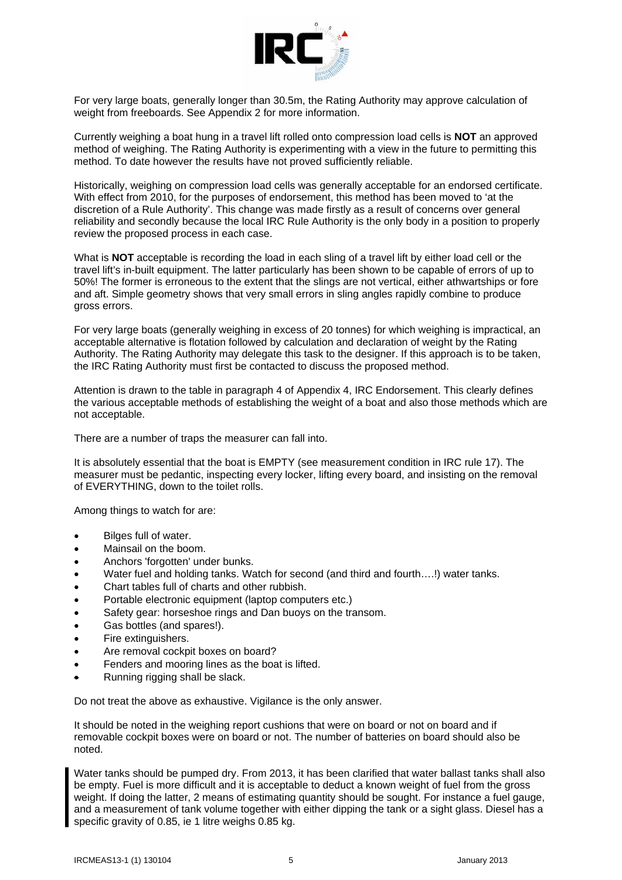For very large boats, generally longer than 30.5m, the Rating Authority may approve calculation of weight from freeboards. See Appendix 2 for more information.

Currently weighing a boat hung in a travel lift rolled onto compression load cells is **NOT** an approved method of weighing. The Rating Authority is experimenting with a view in the future to permitting this method. To date however the results have not proved sufficiently reliable.

Historically, weighing on compression load cells was generally acceptable for an endorsed certificate. With effect from 2010, for the purposes of endorsement, this method has been moved to 'at the discretion of a Rule Authority'. This change was made firstly as a result of concerns over general reliability and secondly because the local IRC Rule Authority is the only body in a position to properly review the proposed process in each case.

What is **NOT** acceptable is recording the load in each sling of a travel lift by either load cell or the travel lift's in-built equipment. The latter particularly has been shown to be capable of errors of up to 50%! The former is erroneous to the extent that the slings are not vertical, either athwartships or fore and aft. Simple geometry shows that very small errors in sling angles rapidly combine to produce gross errors.

For very large boats (generally weighing in excess of 20 tonnes) for which weighing is impractical, an acceptable alternative is flotation followed by calculation and declaration of weight by the Rating Authority. The Rating Authority may delegate this task to the designer. If this approach is to be taken, the IRC Rating Authority must first be contacted to discuss the proposed method.

Attention is drawn to the table in paragraph 4 of Appendix 4, IRC Endorsement. This clearly defines the various acceptable methods of establishing the weight of a boat and also those methods which are not acceptable.

There are a number of traps the measurer can fall into.

It is absolutely essential that the boat is EMPTY (see measurement condition in IRC rule 17). The measurer must be pedantic, inspecting every locker, lifting every board, and insisting on the removal of EVERYTHING, down to the toilet rolls.

Among things to watch for are:

- Bilges full of water.
- Mainsail on the boom.
- Anchors 'forgotten' under bunks.
- Water fuel and holding tanks. Watch for second (and third and fourth….!) water tanks.
- Chart tables full of charts and other rubbish.
- Portable electronic equipment (laptop computers etc.)
- Safety gear: horseshoe rings and Dan buoys on the transom.
- Gas bottles (and spares!).
- Fire extinguishers.
- Are removal cockpit boxes on board?
- Fenders and mooring lines as the boat is lifted.
- Running rigging shall be slack.

Do not treat the above as exhaustive. Vigilance is the only answer.

It should be noted in the weighing report cushions that were on board or not on board and if removable cockpit boxes were on board or not. The number of batteries on board should also be noted.

Water tanks should be pumped dry. From 2013, it has been clarified that water ballast tanks shall also be empty. Fuel is more difficult and it is acceptable to deduct a known weight of fuel from the gross weight. If doing the latter, 2 means of estimating quantity should be sought. For instance a fuel gauge, and a measurement of tank volume together with either dipping the tank or a sight glass. Diesel has a specific gravity of 0.85, ie 1 litre weighs 0.85 kg.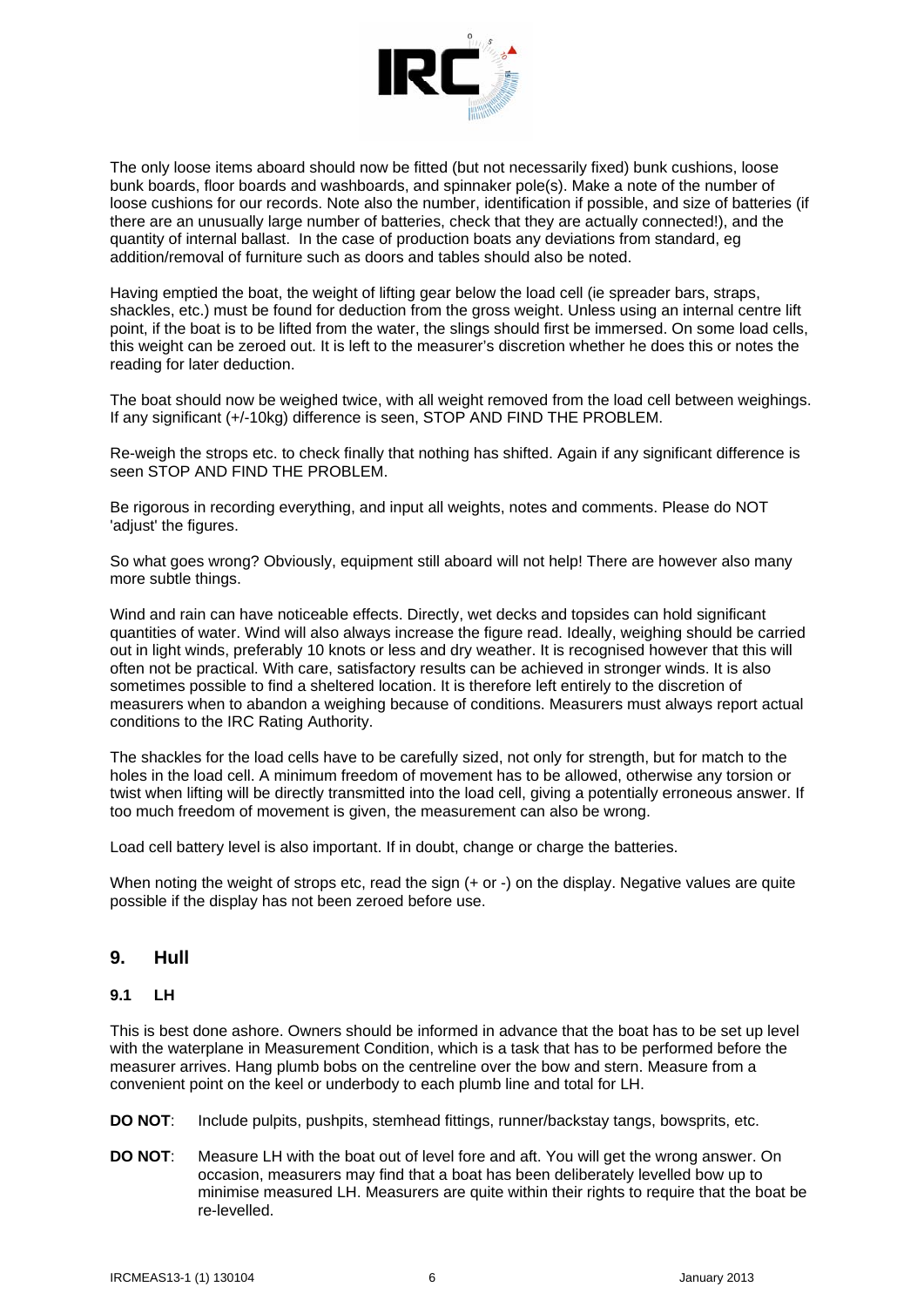The only loose items aboard should now be fitted (but not necessarily fixed) bunk cushions, loose bunk boards, floor boards and washboards, and spinnaker pole(s). Make a note of the number of loose cushions for our records. Note also the number, identification if possible, and size of batteries (if there are an unusually large number of batteries, check that they are actually connected!), and the quantity of internal ballast. In the case of production boats any deviations from standard, eg addition/removal of furniture such as doors and tables should also be noted.

Having emptied the boat, the weight of lifting gear below the load cell (ie spreader bars, straps, shackles, etc.) must be found for deduction from the gross weight. Unless using an internal centre lift point, if the boat is to be lifted from the water, the slings should first be immersed. On some load cells, this weight can be zeroed out. It is left to the measurer's discretion whether he does this or notes the reading for later deduction.

The boat should now be weighed twice, with all weight removed from the load cell between weighings. If any significant (+/-10kg) difference is seen, STOP AND FIND THE PROBLEM.

Re-weigh the strops etc. to check finally that nothing has shifted. Again if any significant difference is seen STOP AND FIND THE PROBLEM.

Be rigorous in recording everything, and input all weights, notes and comments. Please do NOT 'adjust' the figures.

So what goes wrong? Obviously, equipment still aboard will not help! There are however also many more subtle things.

Wind and rain can have noticeable effects. Directly, wet decks and topsides can hold significant quantities of water. Wind will also always increase the figure read. Ideally, weighing should be carried out in light winds, preferably 10 knots or less and dry weather. It is recognised however that this will often not be practical. With care, satisfactory results can be achieved in stronger winds. It is also sometimes possible to find a sheltered location. It is therefore left entirely to the discretion of measurers when to abandon a weighing because of conditions. Measurers must always report actual conditions to the IRC Rating Authority.

The shackles for the load cells have to be carefully sized, not only for strength, but for match to the holes in the load cell. A minimum freedom of movement has to be allowed, otherwise any torsion or twist when lifting will be directly transmitted into the load cell, giving a potentially erroneous answer. If too much freedom of movement is given, the measurement can also be wrong.

Load cell battery level is also important. If in doubt, change or charge the batteries.

When noting the weight of strops etc, read the sign (+ or -) on the display. Negative values are quite possible if the display has not been zeroed before use.

## 9. Hull

### 9.1 LH

This is best done ashore. Owners should be informed in advance that the boat has to be set up level with the waterplane in Measurement Condition, which is a task that has to be performed before the measurer arrives. Hang plumb bobs on the centreline over the bow and stern. Measure from a convenient point on the keel or underbody to each plumb line and total for LH.

**DO NOT**: Include pulpits, pushpits, stemhead fittings, runner/backstay tangs, bowsprits, etc.

**DO NOT**: Measure LH with the boat out of level fore and aft. You will get the wrong answer. On occasion, measurers may find that a boat has been deliberately levelled bow up to minimise measured LH. Measurers are quite within their rights to require that the boat be re-levelled.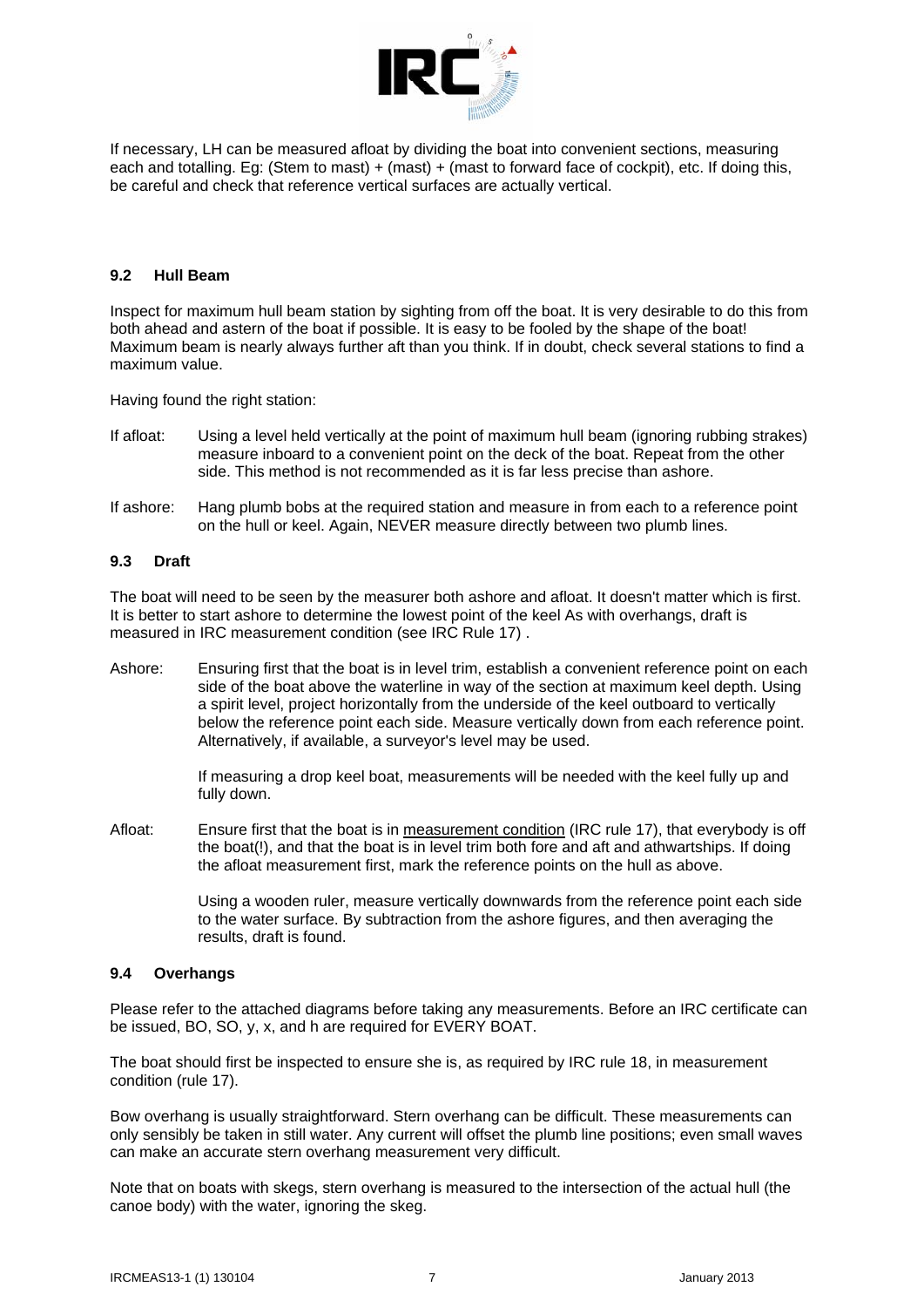If necessary, LH can be measured afloat by dividing the boat into convenient sections, measuring each and totalling. Eg: (Stem to mast) + (mast) + (mast to forward face of cockpit), etc. If doing this, be careful and check that reference vertical surfaces are actually vertical.

### 9.2 Hull Beam

Inspect for maximum hull beam station by sighting from off the boat. It is very desirable to do this from both ahead and astern of the boat if possible. It is easy to be fooled by the shape of the boat! Maximum beam is nearly always further aft than you think. If in doubt, check several stations to find a maximum value.

Having found the right station:

If afloat: Using a level held vertically at the point of maximum hull beam (ignoring rubbing strakes) measure inboard to a convenient point on the deck of the boat. Repeat from the other side. This method is not recommended as it is far less precise than ashore.

If ashore: Hang plumb bobs at the required station and measure in from each to a reference point on the hull or keel. Again, NEVER measure directly between two plumb lines.

### 9.3 Draft

The boat will need to be seen by the measurer both ashore and afloat. It doesn't matter which is first. It is better to start ashore to determine the lowest point of the keel As with overhangs, draft is measured in IRC measurement condition (see IRC Rule 17) .

Ashore: Ensuring first that the boat is in level trim, establish a convenient reference point on each side of the boat above the waterline in way of the section at maximum keel depth. Using a spirit level, project horizontally from the underside of the keel outboard to vertically below the reference point each side. Measure vertically down from each reference point. Alternatively, if available, a surveyor's level may be used.

If measuring a drop keel boat, measurements will be needed with the keel fully up and fully down.

Afloat: Ensure first that the boat is in measurement condition (IRC rule 17), that everybody is off the boat(!), and that the boat is in level trim both fore and aft and athwartships. If doing the afloat measurement first, mark the reference points on the hull as above.

Using a wooden ruler, measure vertically downwards from the reference point each side to the water surface. By subtraction from the ashore figures, and then averaging the results, draft is found.

### 9.4 Overhangs

Please refer to the attached diagrams before taking any measurements. Before an IRC certificate can be issued, BO, SO, y, x, and h are required for EVERY BOAT.

The boat should first be inspected to ensure she is, as required by IRC rule 18, in measurement condition (rule 17).

Bow overhang is usually straightforward. Stern overhang can be difficult. These measurements can only sensibly be taken in still water. Any current will offset the plumb line positions; even small waves can make an accurate stern overhang measurement very difficult.

Note that on boats with skegs, stern overhang is measured to the intersection of the actual hull (the canoe body) with the water, ignoring the skeg.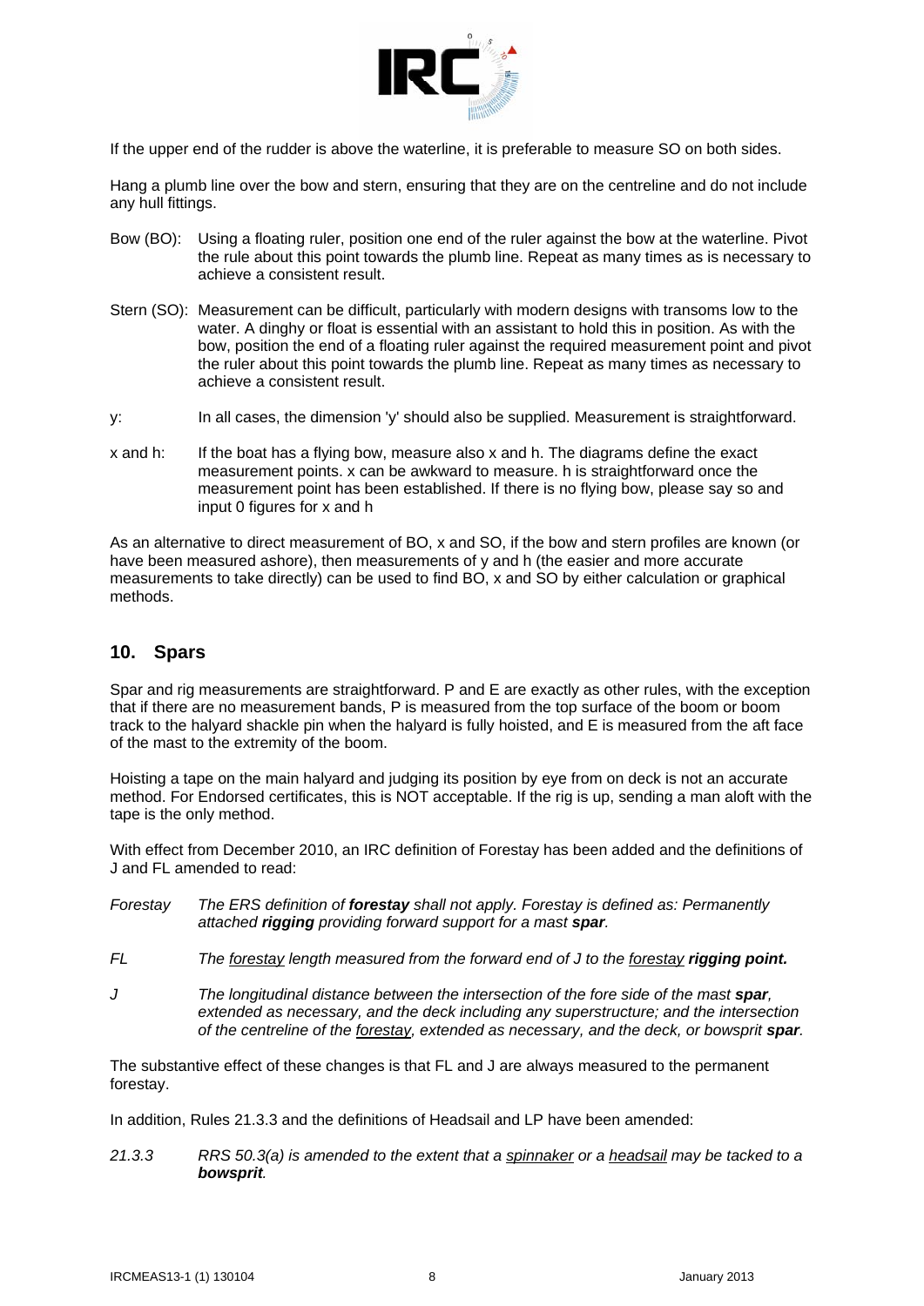If the upper end of the rudder is above the waterline, it is preferable to measure SO on both sides.

Hang a plumb line over the bow and stern, ensuring that they are on the centreline and do not include any hull fittings.

Bow (BO): Using a floating ruler, position one end of the ruler against the bow at the waterline. Pivot the rule about this point towards the plumb line. Repeat as many times as is necessary to achieve a consistent result.

Stern (SO): Measurement can be difficult, particularly with modern designs with transoms low to the water. A dinghy or float is essential with an assistant to hold this in position. As with the bow, position the end of a floating ruler against the required measurement point and pivot the ruler about this point towards the plumb line. Repeat as many times as necessary to achieve a consistent result.

y: In all cases, the dimension 'y' should also be supplied. Measurement is straightforward.

x and h: If the boat has a flying bow, measure also x and h. The diagrams define the exact measurement points. x can be awkward to measure. h is straightforward once the measurement point has been established. If there is no flying bow, please say so and input 0 figures for x and h

As an alternative to direct measurement of BO, x and SO, if the bow and stern profiles are known (or have been measured ashore), then measurements of y and h (the easier and more accurate measurements to take directly) can be used to find BO, x and SO by either calculation or graphical methods.

## 10. Spars

Spar and rig measurements are straightforward. P and E are exactly as other rules, with the exception that if there are no measurement bands, P is measured from the top surface of the boom or boom track to the halyard shackle pin when the halyard is fully hoisted, and E is measured from the aft face of the mast to the extremity of the boom.

Hoisting a tape on the main halyard and judging its position by eye from on deck is not an accurate method. For Endorsed certificates, this is NOT acceptable. If the rig is up, sending a man aloft with the tape is the only method.

With effect from December 2010, an IRC definition of Forestay has been added and the definitions of J and FL amended to read:

*Forestay* *The ERS definition of **forestay** shall not apply. Forestay is defined as: Permanently attached **rigging** providing forward support for a mast **spar**.*

*FL* *The forestay length measured from the forward end of J to the forestay **rigging point.***

*J* *The longitudinal distance between the intersection of the fore side of the mast **spar**, extended as necessary, and the deck including any superstructure; and the intersection of the centreline of the forestay, extended as necessary, and the deck, or bowsprit **spar**.*

The substantive effect of these changes is that FL and J are always measured to the permanent forestay.

In addition, Rules 21.3.3 and the definitions of Headsail and LP have been amended:

*21.3.3* *RRS 50.3(a) is amended to the extent that a spinnaker or a headsail may be tacked to a **bowsprit**.*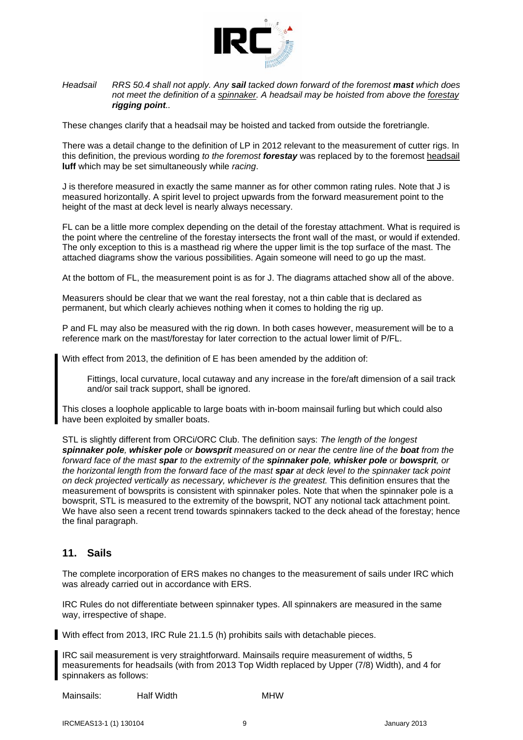*Headsail* *RRS 50.4 shall not apply. Any* ***sail*** *tacked down forward of the foremost* ***mast*** *which does not meet the definition of a* *spinnaker. A headsail may be hoisted from above the* *forestay* ***rigging point***..

These changes clarify that a headsail may be hoisted and tacked from outside the foretriangle.

There was a detail change to the definition of LP in 2012 relevant to the measurement of cutter rigs. In this definition, the previous wording *to the foremost* ***forestay*** was replaced by to the foremost headsail **luff** which may be set simultaneously while *racing*.

J is therefore measured in exactly the same manner as for other common rating rules. Note that J is measured horizontally. A spirit level to project upwards from the forward measurement point to the height of the mast at deck level is nearly always necessary.

FL can be a little more complex depending on the detail of the forestay attachment. What is required is the point where the centreline of the forestay intersects the front wall of the mast, or would if extended. The only exception to this is a masthead rig where the upper limit is the top surface of the mast. The attached diagrams show the various possibilities. Again someone will need to go up the mast.

At the bottom of FL, the measurement point is as for J. The diagrams attached show all of the above.

Measurers should be clear that we want the real forestay, not a thin cable that is declared as permanent, but which clearly achieves nothing when it comes to holding the rig up.

P and FL may also be measured with the rig down. In both cases however, measurement will be to a reference mark on the mast/forestay for later correction to the actual lower limit of P/FL.

With effect from 2013, the definition of E has been amended by the addition of:

> Fittings, local curvature, local cutaway and any increase in the fore/aft dimension of a sail track and/or sail track support, shall be ignored.

This closes a loophole applicable to large boats with in-boom mainsail furling but which could also have been exploited by smaller boats.

STL is slightly different from ORCi/ORC Club. The definition says: *The length of the longest* ***spinnaker pole****,* ***whisker pole*** *or* ***bowsprit*** *measured on or near the centre line of the* ***boat*** *from the forward face of the mast* ***spar*** *to the extremity of the* ***spinnaker pole****,* ***whisker pole*** *or* ***bowsprit****, or the horizontal length from the forward face of the mast* ***spar*** *at deck level to the spinnaker tack point on deck projected vertically as necessary, whichever is the greatest.* This definition ensures that the measurement of bowsprits is consistent with spinnaker poles. Note that when the spinnaker pole is a bowsprit, STL is measured to the extremity of the bowsprit, NOT any notional tack attachment point. We have also seen a recent trend towards spinnakers tacked to the deck ahead of the forestay; hence the final paragraph.

## 11. Sails

The complete incorporation of ERS makes no changes to the measurement of sails under IRC which was already carried out in accordance with ERS.

IRC Rules do not differentiate between spinnaker types. All spinnakers are measured in the same way, irrespective of shape.

With effect from 2013, IRC Rule 21.1.5 (h) prohibits sails with detachable pieces.

IRC sail measurement is very straightforward. Mainsails require measurement of widths, 5 measurements for headsails (with from 2013 Top Width replaced by Upper (7/8) Width), and 4 for spinnakers as follows:

Mainsails: Half Width MHW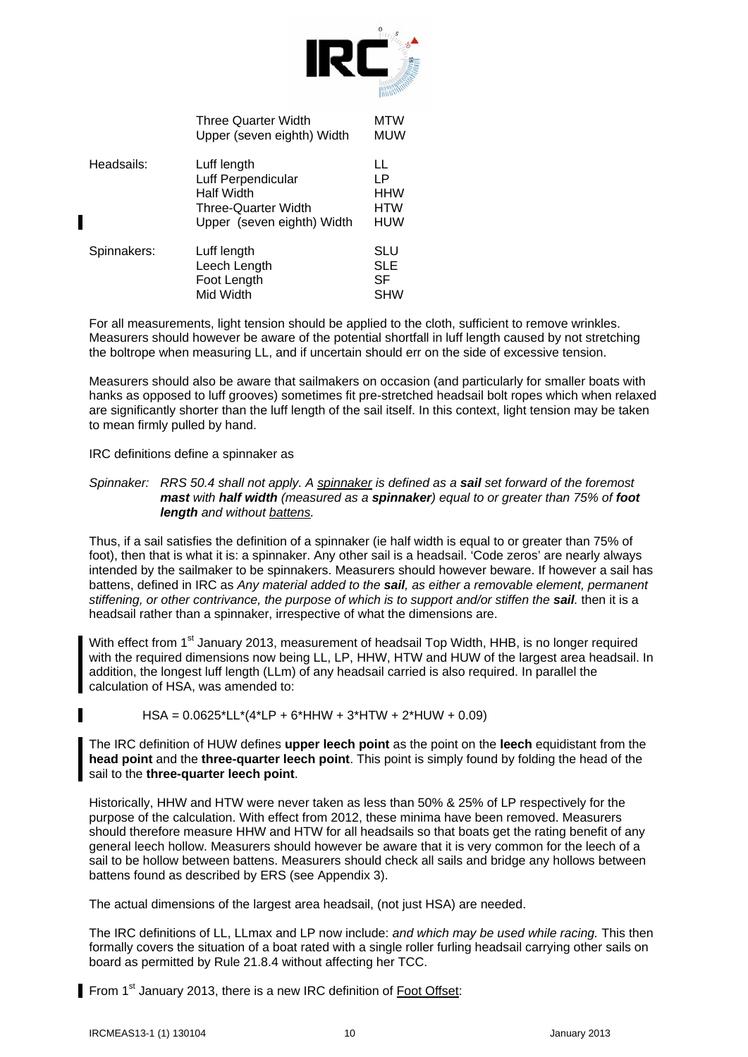| | | |
|---|---|---|
| | Three Quarter Width | MTW |
| | Upper (seven eighth) Width | MUW |
| Headsails: | Luff length | LL |
| | Luff Perpendicular | LP |
| | Half Width | HHW |
| | Three-Quarter Width | HTW |
| | Upper (seven eighth) Width | HUW |
| Spinnakers: | Luff length | SLU |
| | Leech Length | SLE |
| | Foot Length | SF |
| | Mid Width | SHW |

For all measurements, light tension should be applied to the cloth, sufficient to remove wrinkles. Measurers should however be aware of the potential shortfall in luff length caused by not stretching the boltrope when measuring LL, and if uncertain should err on the side of excessive tension.

Measurers should also be aware that sailmakers on occasion (and particularly for smaller boats with hanks as opposed to luff grooves) sometimes fit pre-stretched headsail bolt ropes which when relaxed are significantly shorter than the luff length of the sail itself. In this context, light tension may be taken to mean firmly pulled by hand.

IRC definitions define a spinnaker as

*Spinnaker: RRS 50.4 shall not apply. A spinnaker is defined as a **sail** set forward of the foremost **mast** with **half width** (measured as a **spinnaker**) equal to or greater than 75% of **foot length** and without battens.*

Thus, if a sail satisfies the definition of a spinnaker (ie half width is equal to or greater than 75% of foot), then that is what it is: a spinnaker. Any other sail is a headsail. 'Code zeros' are nearly always intended by the sailmaker to be spinnakers. Measurers should however beware. If however a sail has battens, defined in IRC as *Any material added to the **sail**, as either a removable element, permanent stiffening, or other contrivance, the purpose of which is to support and/or stiffen the **sail**.* then it is a headsail rather than a spinnaker, irrespective of what the dimensions are.

With effect from 1st January 2013, measurement of headsail Top Width, HHB, is no longer required with the required dimensions now being LL, LP, HHW, HTW and HUW of the largest area headsail. In addition, the longest luff length (LLm) of any headsail carried is also required. In parallel the calculation of HSA, was amended to:

$$HSA = 0.0625 \cdot LL \cdot (4 \cdot LP + 6 \cdot HHW + 3 \cdot HTW + 2 \cdot HUW + 0.09)$$

The IRC definition of HUW defines **upper leech point** as the point on the **leech** equidistant from the **head point** and the **three-quarter leech point**. This point is simply found by folding the head of the sail to the **three-quarter leech point**.

Historically, HHW and HTW were never taken as less than 50% & 25% of LP respectively for the purpose of the calculation. With effect from 2012, these minima have been removed. Measurers should therefore measure HHW and HTW for all headsails so that boats get the rating benefit of any general leech hollow. Measurers should however be aware that it is very common for the leech of a sail to be hollow between battens. Measurers should check all sails and bridge any hollows between battens found as described by ERS (see Appendix 3).

The actual dimensions of the largest area headsail, (not just HSA) are needed.

The IRC definitions of LL, LLmax and LP now include: *and which may be used while racing.* This then formally covers the situation of a boat rated with a single roller furling headsail carrying other sails on board as permitted by Rule 21.8.4 without affecting her TCC.

From 1st January 2013, there is a new IRC definition of Foot Offset: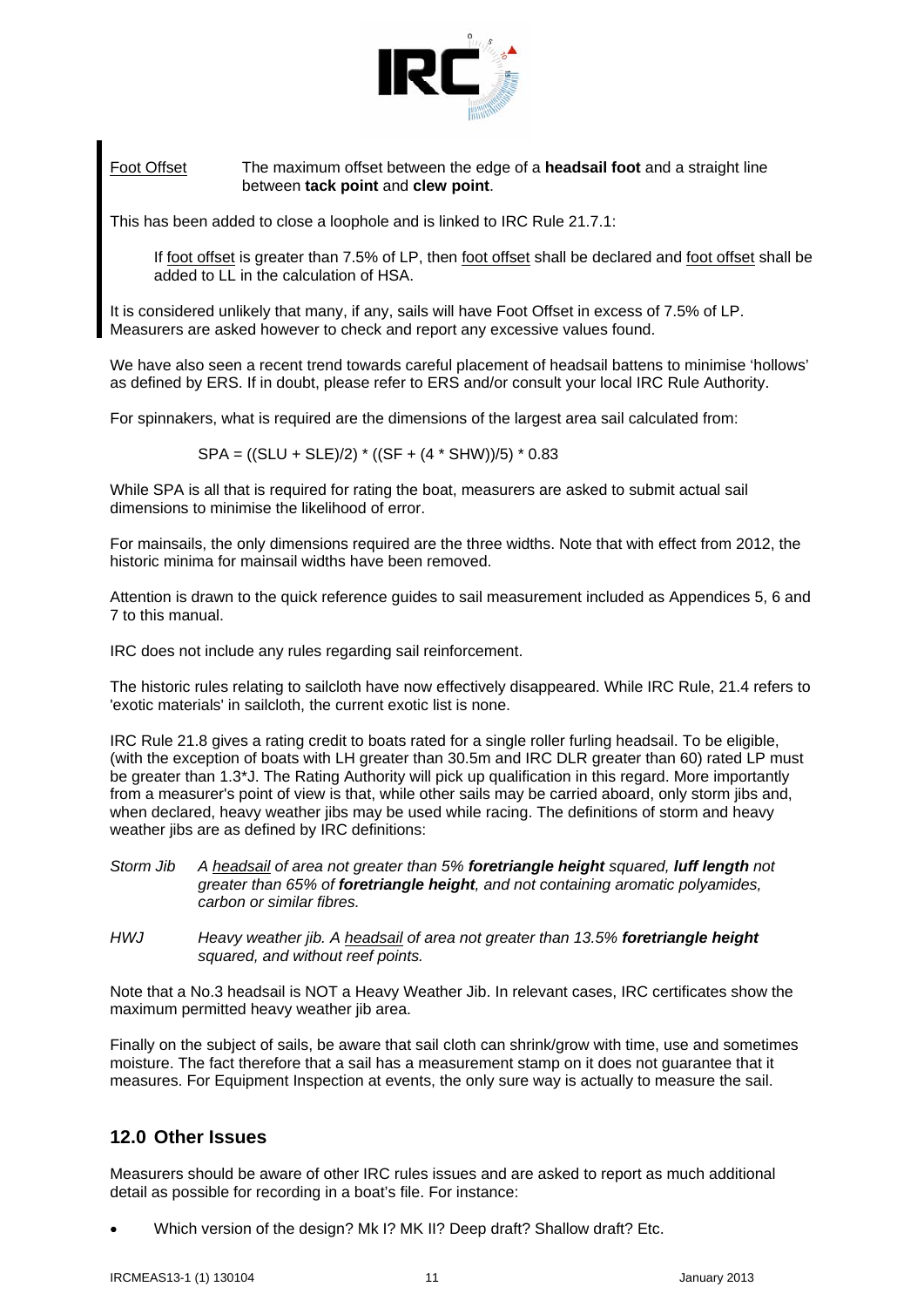Foot Offset — The maximum offset between the edge of a **headsail foot** and a straight line between **tack point** and **clew point**.

This has been added to close a loophole and is linked to IRC Rule 21.7.1:

> If foot offset is greater than 7.5% of LP, then foot offset shall be declared and foot offset shall be added to LL in the calculation of HSA.

It is considered unlikely that many, if any, sails will have Foot Offset in excess of 7.5% of LP. Measurers are asked however to check and report any excessive values found.

We have also seen a recent trend towards careful placement of headsail battens to minimise 'hollows' as defined by ERS. If in doubt, please refer to ERS and/or consult your local IRC Rule Authority.

For spinnakers, what is required are the dimensions of the largest area sail calculated from:

$$SPA = ((SLU + SLE)/2) * ((SF + (4 * SHW))/5) * 0.83$$

While SPA is all that is required for rating the boat, measurers are asked to submit actual sail dimensions to minimise the likelihood of error.

For mainsails, the only dimensions required are the three widths. Note that with effect from 2012, the historic minima for mainsail widths have been removed.

Attention is drawn to the quick reference guides to sail measurement included as Appendices 5, 6 and 7 to this manual.

IRC does not include any rules regarding sail reinforcement.

The historic rules relating to sailcloth have now effectively disappeared. While IRC Rule, 21.4 refers to 'exotic materials' in sailcloth, the current exotic list is none.

IRC Rule 21.8 gives a rating credit to boats rated for a single roller furling headsail. To be eligible, (with the exception of boats with LH greater than 30.5m and IRC DLR greater than 60) rated LP must be greater than 1.3*J. The Rating Authority will pick up qualification in this regard. More importantly from a measurer's point of view is that, while other sails may be carried aboard, only storm jibs and, when declared, heavy weather jibs may be used while racing. The definitions of storm and heavy weather jibs are as defined by IRC definitions:

*Storm Jib* — *A headsail of area not greater than 5% **foretriangle height** squared, **luff length** not greater than 65% of **foretriangle height**, and not containing aromatic polyamides, carbon or similar fibres.*

*HWJ* — *Heavy weather jib. A headsail of area not greater than 13.5% **foretriangle height** squared, and without reef points.*

Note that a No.3 headsail is NOT a Heavy Weather Jib. In relevant cases, IRC certificates show the maximum permitted heavy weather jib area.

Finally on the subject of sails, be aware that sail cloth can shrink/grow with time, use and sometimes moisture. The fact therefore that a sail has a measurement stamp on it does not guarantee that it measures. For Equipment Inspection at events, the only sure way is actually to measure the sail.

## 12.0 Other Issues

Measurers should be aware of other IRC rules issues and are asked to report as much additional detail as possible for recording in a boat's file. For instance:

- Which version of the design? Mk I? MK II? Deep draft? Shallow draft? Etc.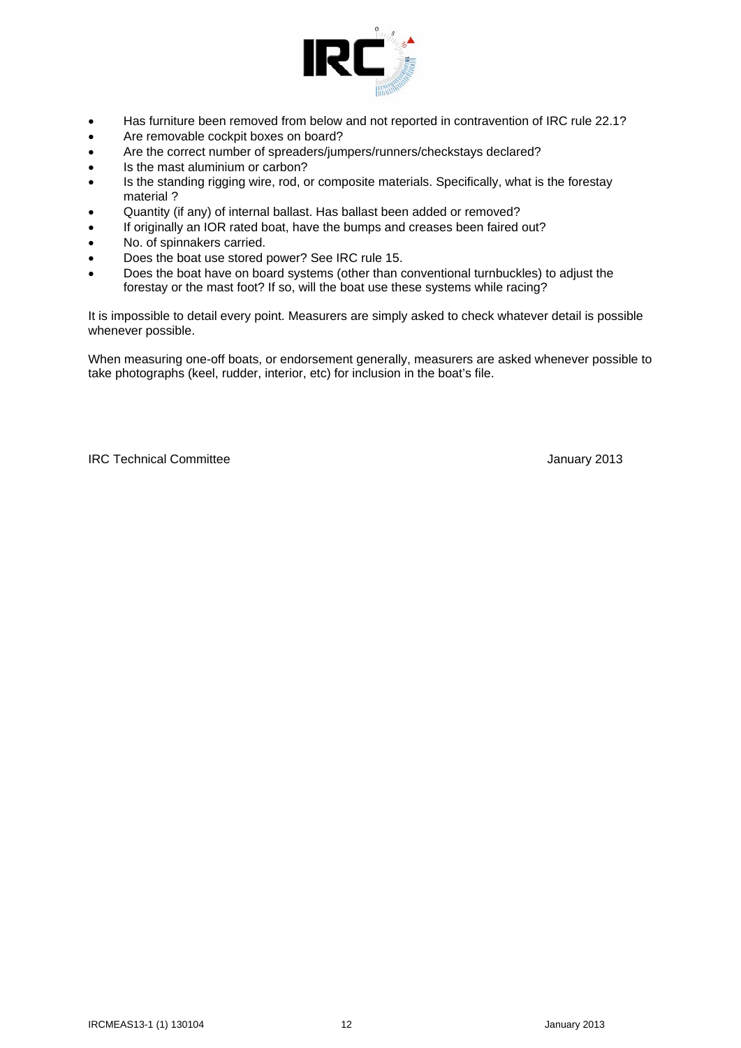- Has furniture been removed from below and not reported in contravention of IRC rule 22.1?
- Are removable cockpit boxes on board?
- Are the correct number of spreaders/jumpers/runners/checkstays declared?
- Is the mast aluminium or carbon?
- Is the standing rigging wire, rod, or composite materials. Specifically, what is the forestay material ?
- Quantity (if any) of internal ballast. Has ballast been added or removed?
- If originally an IOR rated boat, have the bumps and creases been faired out?
- No. of spinnakers carried.
- Does the boat use stored power? See IRC rule 15.
- Does the boat have on board systems (other than conventional turnbuckles) to adjust the forestay or the mast foot? If so, will the boat use these systems while racing?

It is impossible to detail every point. Measurers are simply asked to check whatever detail is possible whenever possible.

When measuring one-off boats, or endorsement generally, measurers are asked whenever possible to take photographs (keel, rudder, interior, etc) for inclusion in the boat's file.

IRC Technical Committee January 2013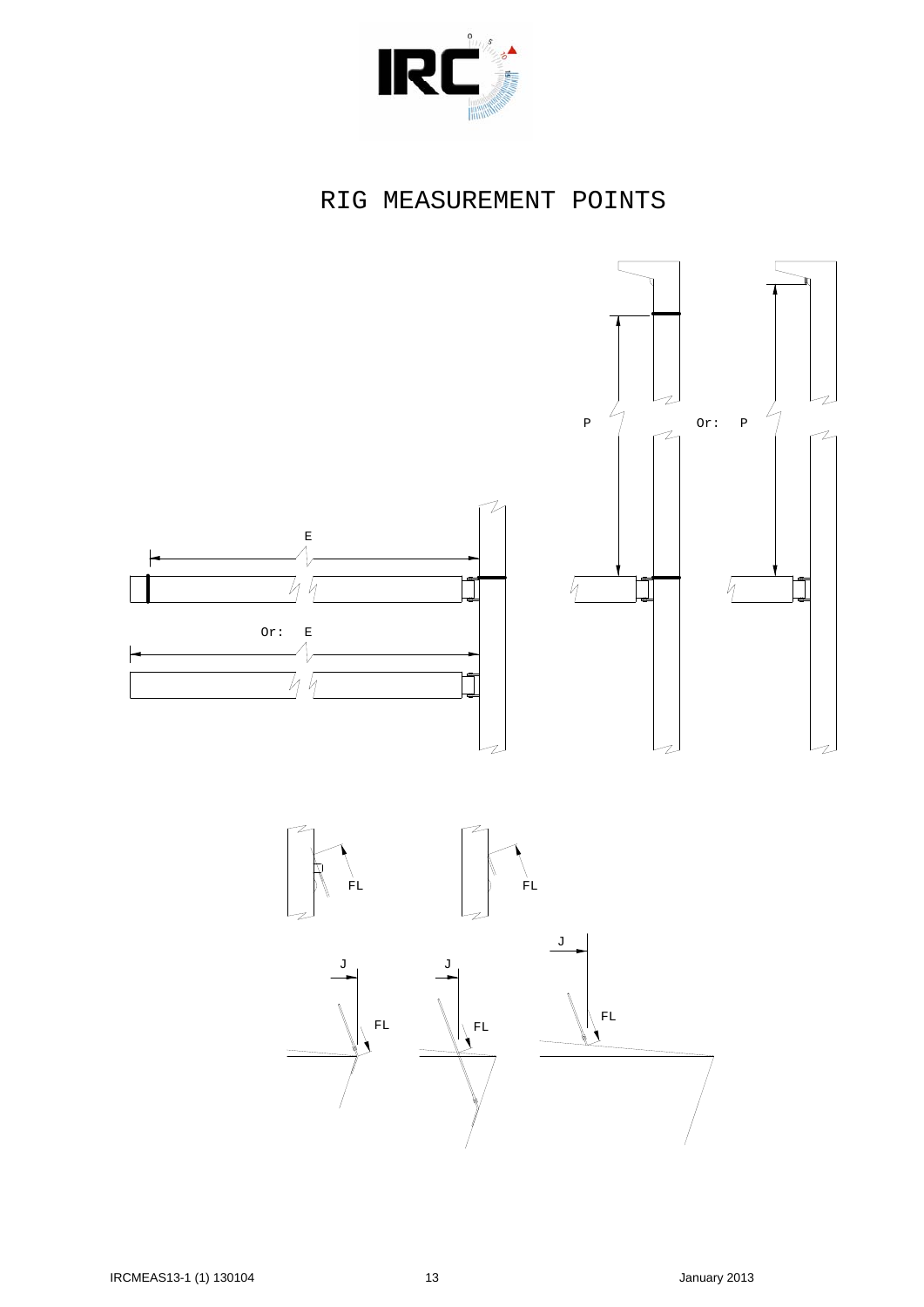# RIG MEASUREMENT POINTS

E

Or: E

P

Or: P

FL

FL

J

J

J

FL

FL

FL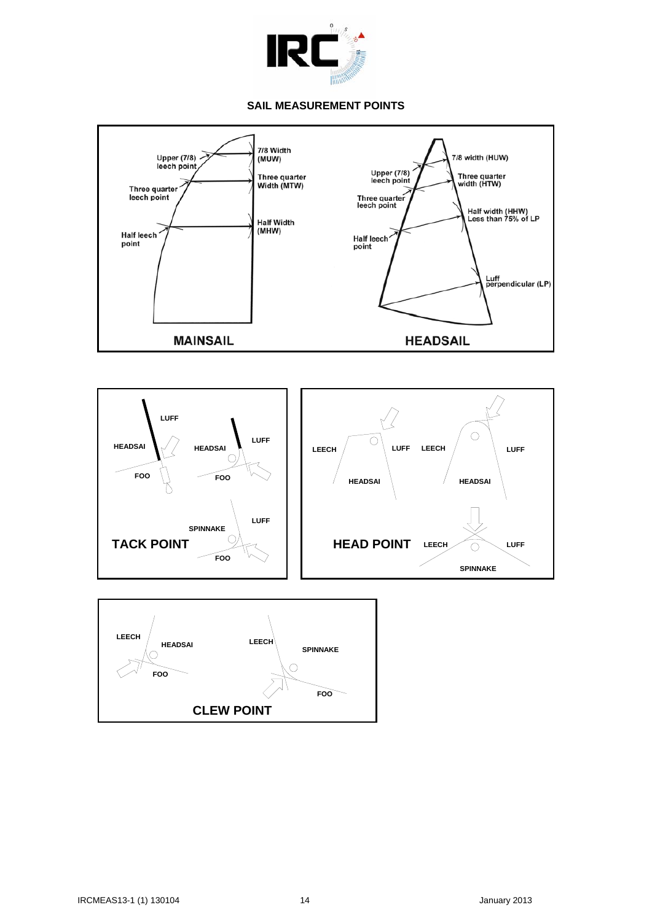## SAIL MEASUREMENT POINTS

Upper (7/8) leech point

7/8 Width (MUW)

Three quarter leech point

Three quarter Width (MTW)

Half leech point

Half Width (MHW)

MAINSAIL

7/8 width (HUW)

Upper (7/8) leech point

Three quarter width (HTW)

Three quarter leech point

Half width (HHW) Less than 75% of LP

Half leech point

Luff perpendicular (LP)

HEADSAIL

LUFF

HEADSAI

HEADSAI

LUFF

FOO

FOO

SPINNAKE

LUFF

TACK POINT

FOO

LEECH

LUFF

LEECH

LUFF

HEADSAI

HEADSAI

HEAD POINT

LEECH

LUFF

SPINNAKE

LEECH

HEADSAI

LEECH

SPINNAKE

FOO

FOO

CLEW POINT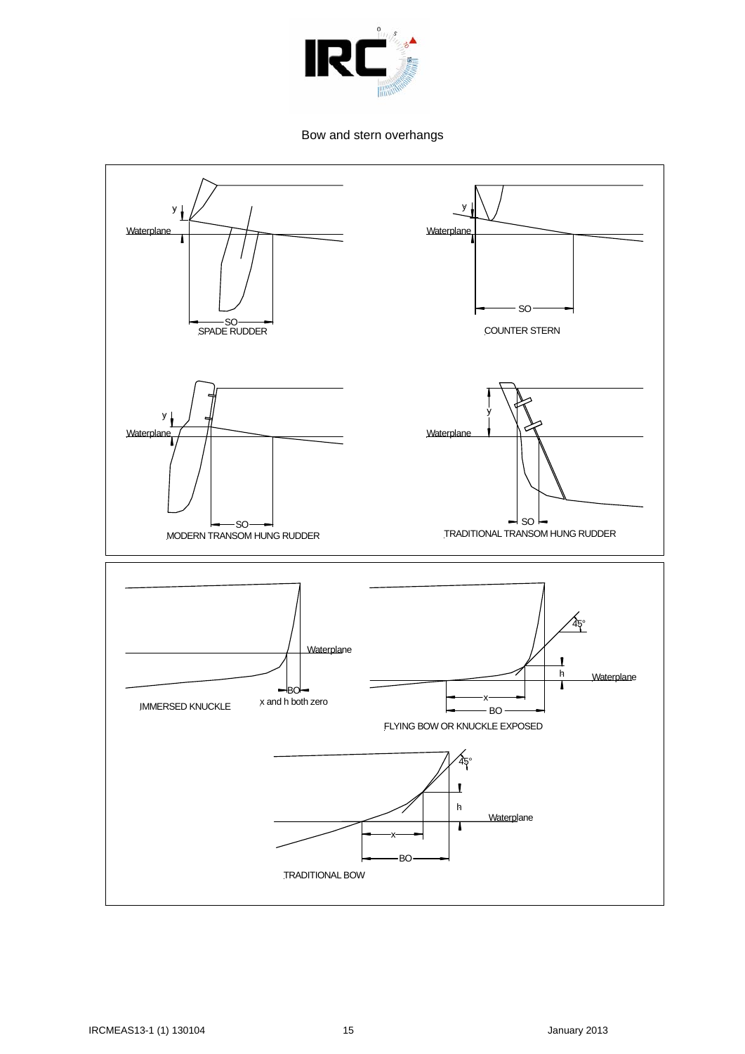Bow and stern overhangs

SPADE RUDDER

COUNTER STERN

MODERN TRANSOM HUNG RUDDER

TRADITIONAL TRANSOM HUNG RUDDER

IMMERSED KNUCKLE

x and h both zero

FLYING BOW OR KNUCKLE EXPOSED

TRADITIONAL BOW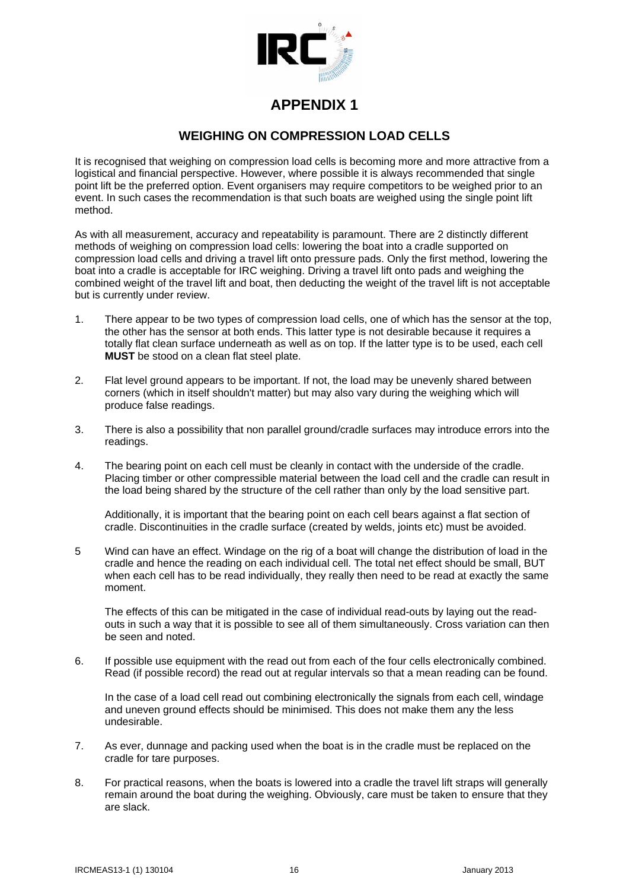# APPENDIX 1

## WEIGHING ON COMPRESSION LOAD CELLS

It is recognised that weighing on compression load cells is becoming more and more attractive from a logistical and financial perspective. However, where possible it is always recommended that single point lift be the preferred option. Event organisers may require competitors to be weighed prior to an event. In such cases the recommendation is that such boats are weighed using the single point lift method.

As with all measurement, accuracy and repeatability is paramount. There are 2 distinctly different methods of weighing on compression load cells: lowering the boat into a cradle supported on compression load cells and driving a travel lift onto pressure pads. Only the first method, lowering the boat into a cradle is acceptable for IRC weighing. Driving a travel lift onto pads and weighing the combined weight of the travel lift and boat, then deducting the weight of the travel lift is not acceptable but is currently under review.

1. There appear to be two types of compression load cells, one of which has the sensor at the top, the other has the sensor at both ends. This latter type is not desirable because it requires a totally flat clean surface underneath as well as on top. If the latter type is to be used, each cell **MUST** be stood on a clean flat steel plate.

2. Flat level ground appears to be important. If not, the load may be unevenly shared between corners (which in itself shouldn't matter) but may also vary during the weighing which will produce false readings.

3. There is also a possibility that non parallel ground/cradle surfaces may introduce errors into the readings.

4. The bearing point on each cell must be cleanly in contact with the underside of the cradle. Placing timber or other compressible material between the load cell and the cradle can result in the load being shared by the structure of the cell rather than only by the load sensitive part.

   Additionally, it is important that the bearing point on each cell bears against a flat section of cradle. Discontinuities in the cradle surface (created by welds, joints etc) must be avoided.

5 Wind can have an effect. Windage on the rig of a boat will change the distribution of load in the cradle and hence the reading on each individual cell. The total net effect should be small, BUT when each cell has to be read individually, they really then need to be read at exactly the same moment.

   The effects of this can be mitigated in the case of individual read-outs by laying out the read-outs in such a way that it is possible to see all of them simultaneously. Cross variation can then be seen and noted.

6. If possible use equipment with the read out from each of the four cells electronically combined. Read (if possible record) the read out at regular intervals so that a mean reading can be found.

   In the case of a load cell read out combining electronically the signals from each cell, windage and uneven ground effects should be minimised. This does not make them any the less undesirable.

7. As ever, dunnage and packing used when the boat is in the cradle must be replaced on the cradle for tare purposes.

8. For practical reasons, when the boats is lowered into a cradle the travel lift straps will generally remain around the boat during the weighing. Obviously, care must be taken to ensure that they are slack.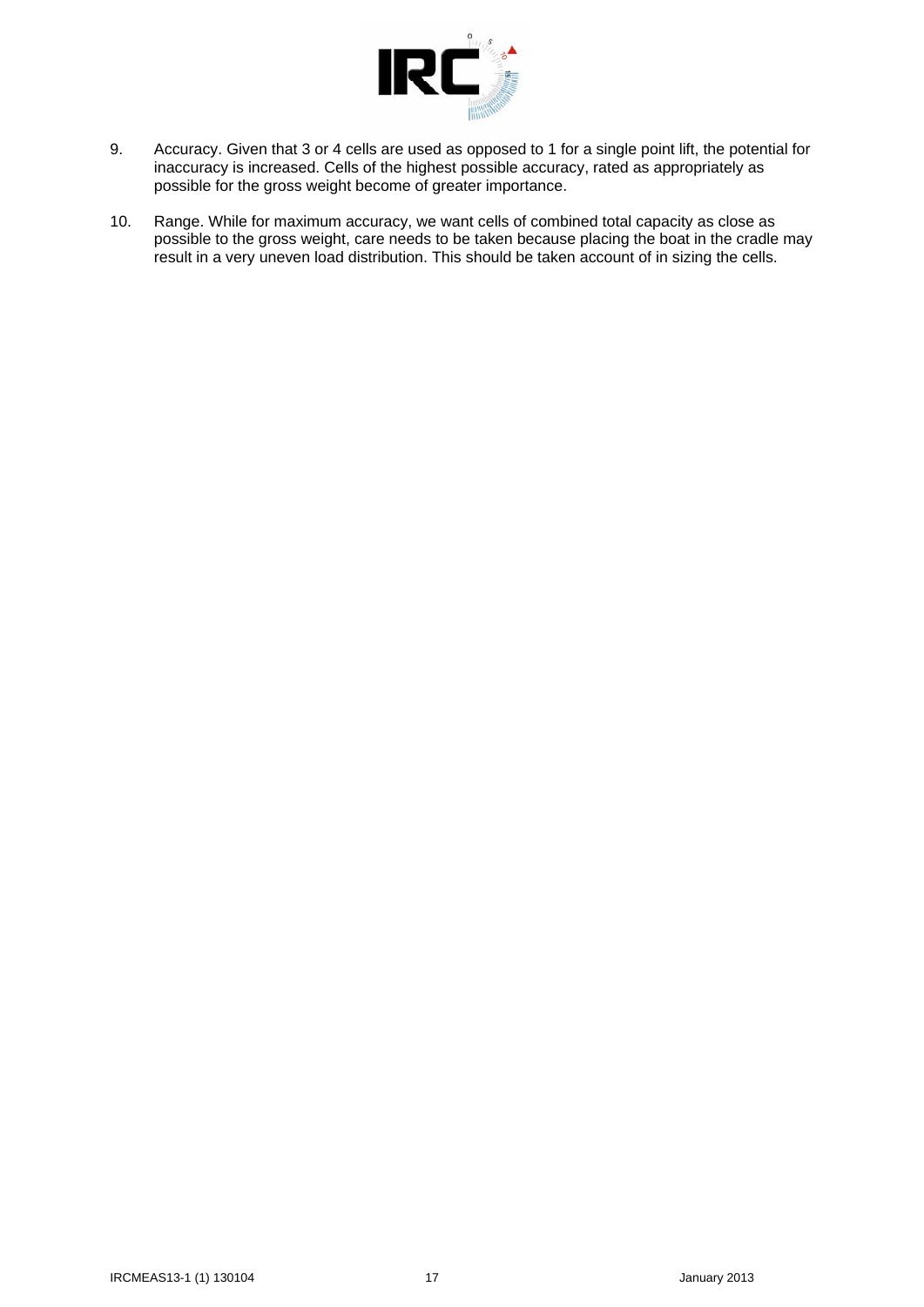9. Accuracy. Given that 3 or 4 cells are used as opposed to 1 for a single point lift, the potential for inaccuracy is increased. Cells of the highest possible accuracy, rated as appropriately as possible for the gross weight become of greater importance.

10. Range. While for maximum accuracy, we want cells of combined total capacity as close as possible to the gross weight, care needs to be taken because placing the boat in the cradle may result in a very uneven load distribution. This should be taken account of in sizing the cells.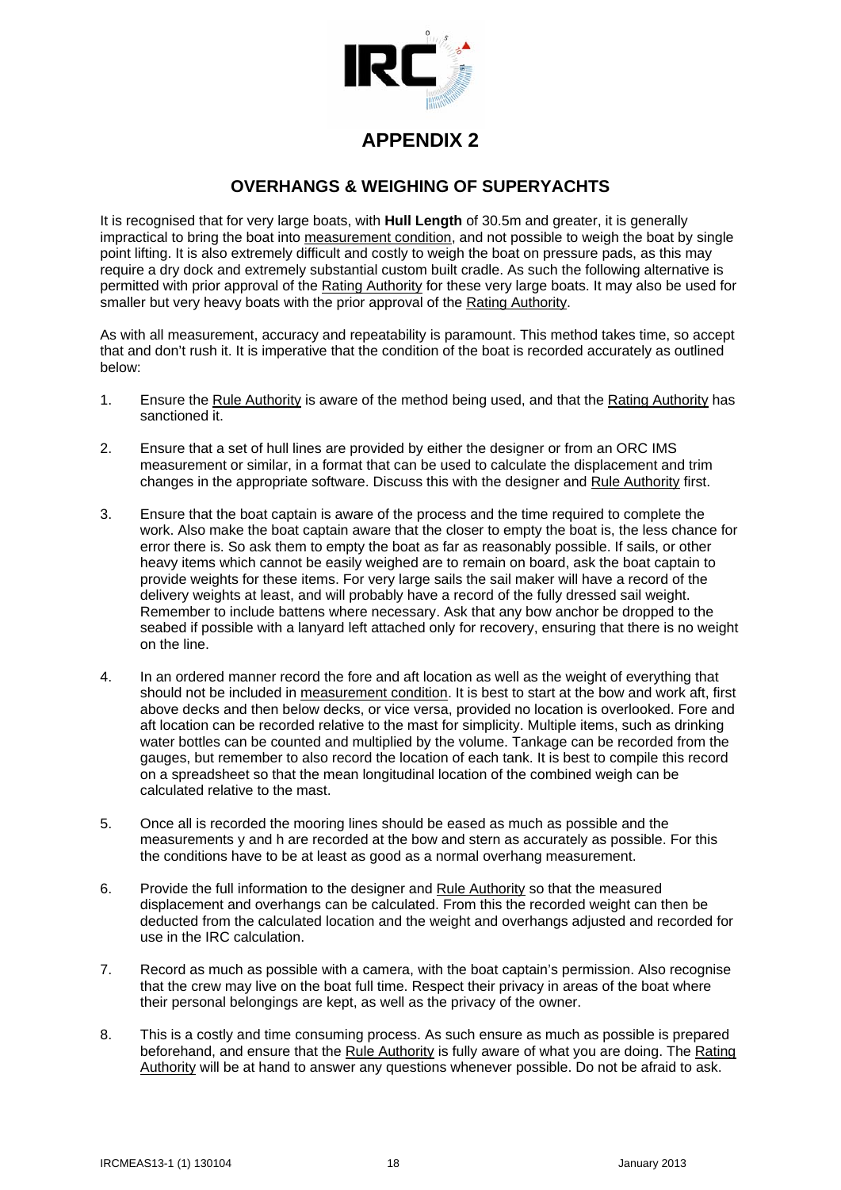# APPENDIX 2

## OVERHANGS & WEIGHING OF SUPERYACHTS

It is recognised that for very large boats, with **Hull Length** of 30.5m and greater, it is generally impractical to bring the boat into measurement condition, and not possible to weigh the boat by single point lifting. It is also extremely difficult and costly to weigh the boat on pressure pads, as this may require a dry dock and extremely substantial custom built cradle. As such the following alternative is permitted with prior approval of the Rating Authority for these very large boats. It may also be used for smaller but very heavy boats with the prior approval of the Rating Authority.

As with all measurement, accuracy and repeatability is paramount. This method takes time, so accept that and don't rush it. It is imperative that the condition of the boat is recorded accurately as outlined below:

1. Ensure the Rule Authority is aware of the method being used, and that the Rating Authority has sanctioned it.

2. Ensure that a set of hull lines are provided by either the designer or from an ORC IMS measurement or similar, in a format that can be used to calculate the displacement and trim changes in the appropriate software. Discuss this with the designer and Rule Authority first.

3. Ensure that the boat captain is aware of the process and the time required to complete the work. Also make the boat captain aware that the closer to empty the boat is, the less chance for error there is. So ask them to empty the boat as far as reasonably possible. If sails, or other heavy items which cannot be easily weighed are to remain on board, ask the boat captain to provide weights for these items. For very large sails the sail maker will have a record of the delivery weights at least, and will probably have a record of the fully dressed sail weight. Remember to include battens where necessary. Ask that any bow anchor be dropped to the seabed if possible with a lanyard left attached only for recovery, ensuring that there is no weight on the line.

4. In an ordered manner record the fore and aft location as well as the weight of everything that should not be included in measurement condition. It is best to start at the bow and work aft, first above decks and then below decks, or vice versa, provided no location is overlooked. Fore and aft location can be recorded relative to the mast for simplicity. Multiple items, such as drinking water bottles can be counted and multiplied by the volume. Tankage can be recorded from the gauges, but remember to also record the location of each tank. It is best to compile this record on a spreadsheet so that the mean longitudinal location of the combined weigh can be calculated relative to the mast.

5. Once all is recorded the mooring lines should be eased as much as possible and the measurements y and h are recorded at the bow and stern as accurately as possible. For this the conditions have to be at least as good as a normal overhang measurement.

6. Provide the full information to the designer and Rule Authority so that the measured displacement and overhangs can be calculated. From this the recorded weight can then be deducted from the calculated location and the weight and overhangs adjusted and recorded for use in the IRC calculation.

7. Record as much as possible with a camera, with the boat captain's permission. Also recognise that the crew may live on the boat full time. Respect their privacy in areas of the boat where their personal belongings are kept, as well as the privacy of the owner.

8. This is a costly and time consuming process. As such ensure as much as possible is prepared beforehand, and ensure that the Rule Authority is fully aware of what you are doing. The Rating Authority will be at hand to answer any questions whenever possible. Do not be afraid to ask.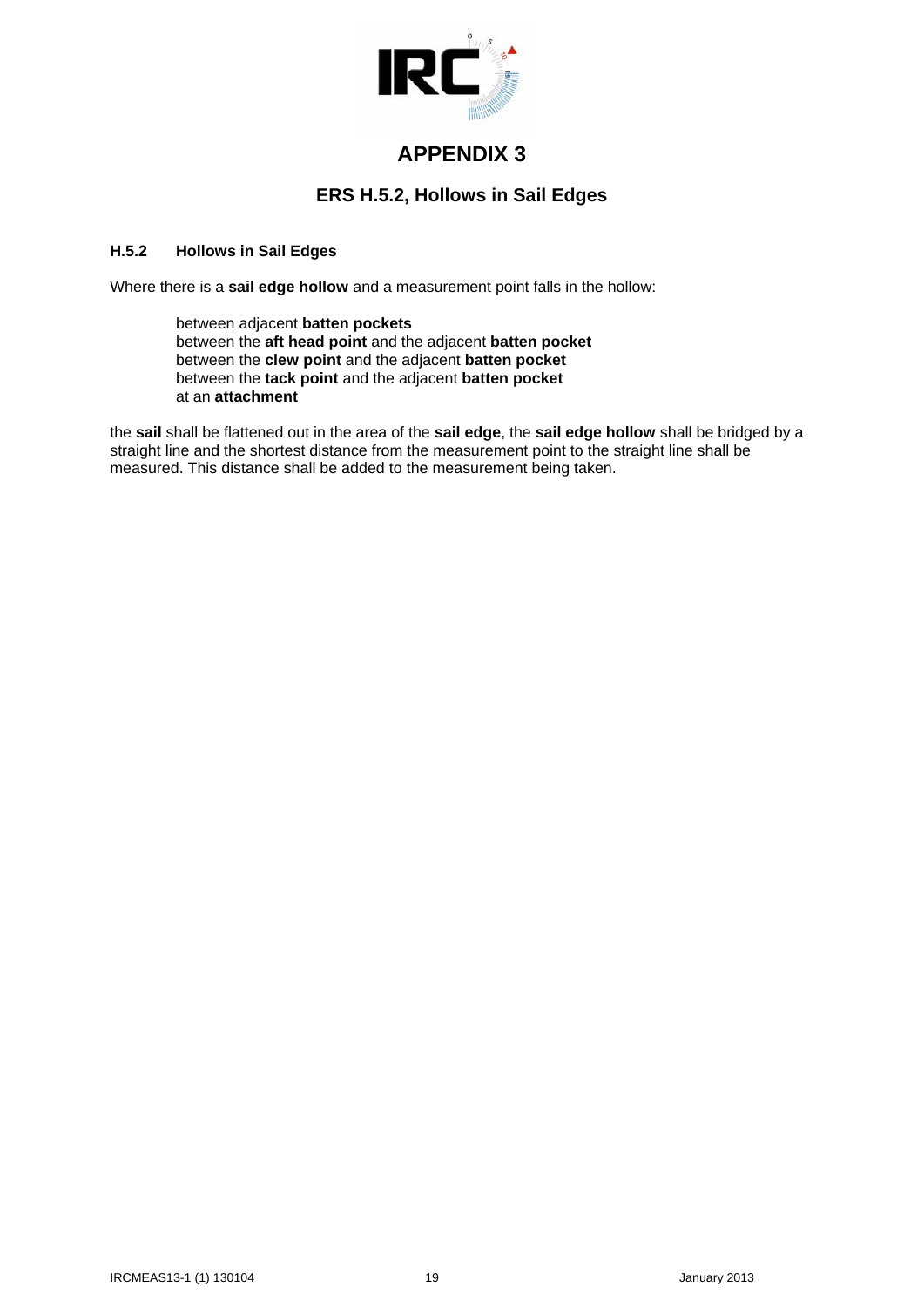# APPENDIX 3

## ERS H.5.2, Hollows in Sail Edges

### H.5.2 Hollows in Sail Edges

Where there is a **sail edge hollow** and a measurement point falls in the hollow:

- between adjacent **batten pockets**
- between the **aft head point** and the adjacent **batten pocket**
- between the **clew point** and the adjacent **batten pocket**
- between the **tack point** and the adjacent **batten pocket**
- at an **attachment**

the **sail** shall be flattened out in the area of the **sail edge**, the **sail edge hollow** shall be bridged by a straight line and the shortest distance from the measurement point to the straight line shall be measured. This distance shall be added to the measurement being taken.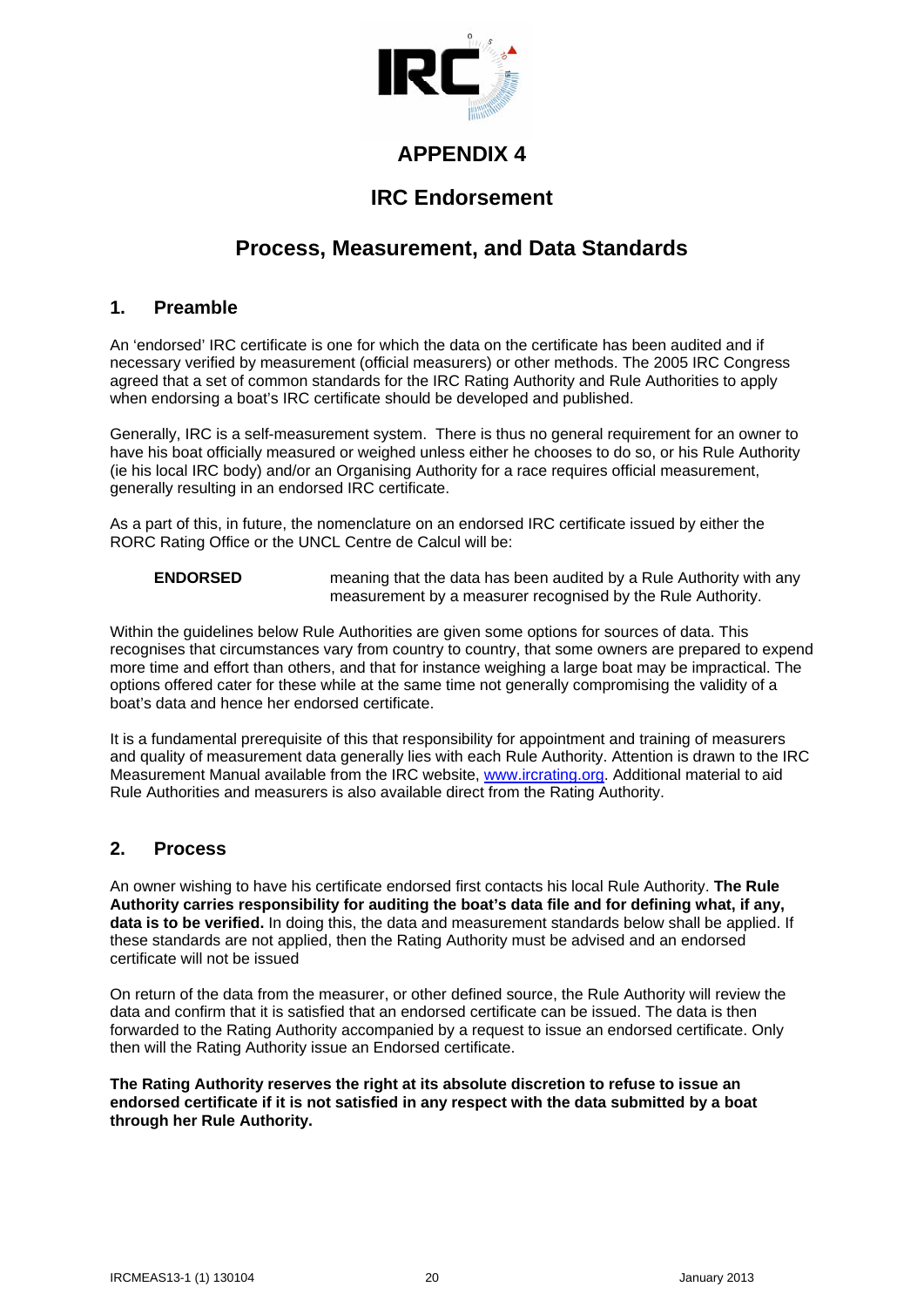# APPENDIX 4

# IRC Endorsement

# Process, Measurement, and Data Standards

## 1. Preamble

An 'endorsed' IRC certificate is one for which the data on the certificate has been audited and if necessary verified by measurement (official measurers) or other methods. The 2005 IRC Congress agreed that a set of common standards for the IRC Rating Authority and Rule Authorities to apply when endorsing a boat's IRC certificate should be developed and published.

Generally, IRC is a self-measurement system. There is thus no general requirement for an owner to have his boat officially measured or weighed unless either he chooses to do so, or his Rule Authority (ie his local IRC body) and/or an Organising Authority for a race requires official measurement, generally resulting in an endorsed IRC certificate.

As a part of this, in future, the nomenclature on an endorsed IRC certificate issued by either the RORC Rating Office or the UNCL Centre de Calcul will be:

**ENDORSED** meaning that the data has been audited by a Rule Authority with any measurement by a measurer recognised by the Rule Authority.

Within the guidelines below Rule Authorities are given some options for sources of data. This recognises that circumstances vary from country to country, that some owners are prepared to expend more time and effort than others, and that for instance weighing a large boat may be impractical. The options offered cater for these while at the same time not generally compromising the validity of a boat's data and hence her endorsed certificate.

It is a fundamental prerequisite of this that responsibility for appointment and training of measurers and quality of measurement data generally lies with each Rule Authority. Attention is drawn to the IRC Measurement Manual available from the IRC website, www.ircrating.org. Additional material to aid Rule Authorities and measurers is also available direct from the Rating Authority.

## 2. Process

An owner wishing to have his certificate endorsed first contacts his local Rule Authority. **The Rule Authority carries responsibility for auditing the boat's data file and for defining what, if any, data is to be verified.** In doing this, the data and measurement standards below shall be applied. If these standards are not applied, then the Rating Authority must be advised and an endorsed certificate will not be issued

On return of the data from the measurer, or other defined source, the Rule Authority will review the data and confirm that it is satisfied that an endorsed certificate can be issued. The data is then forwarded to the Rating Authority accompanied by a request to issue an endorsed certificate. Only then will the Rating Authority issue an Endorsed certificate.

**The Rating Authority reserves the right at its absolute discretion to refuse to issue an endorsed certificate if it is not satisfied in any respect with the data submitted by a boat through her Rule Authority.**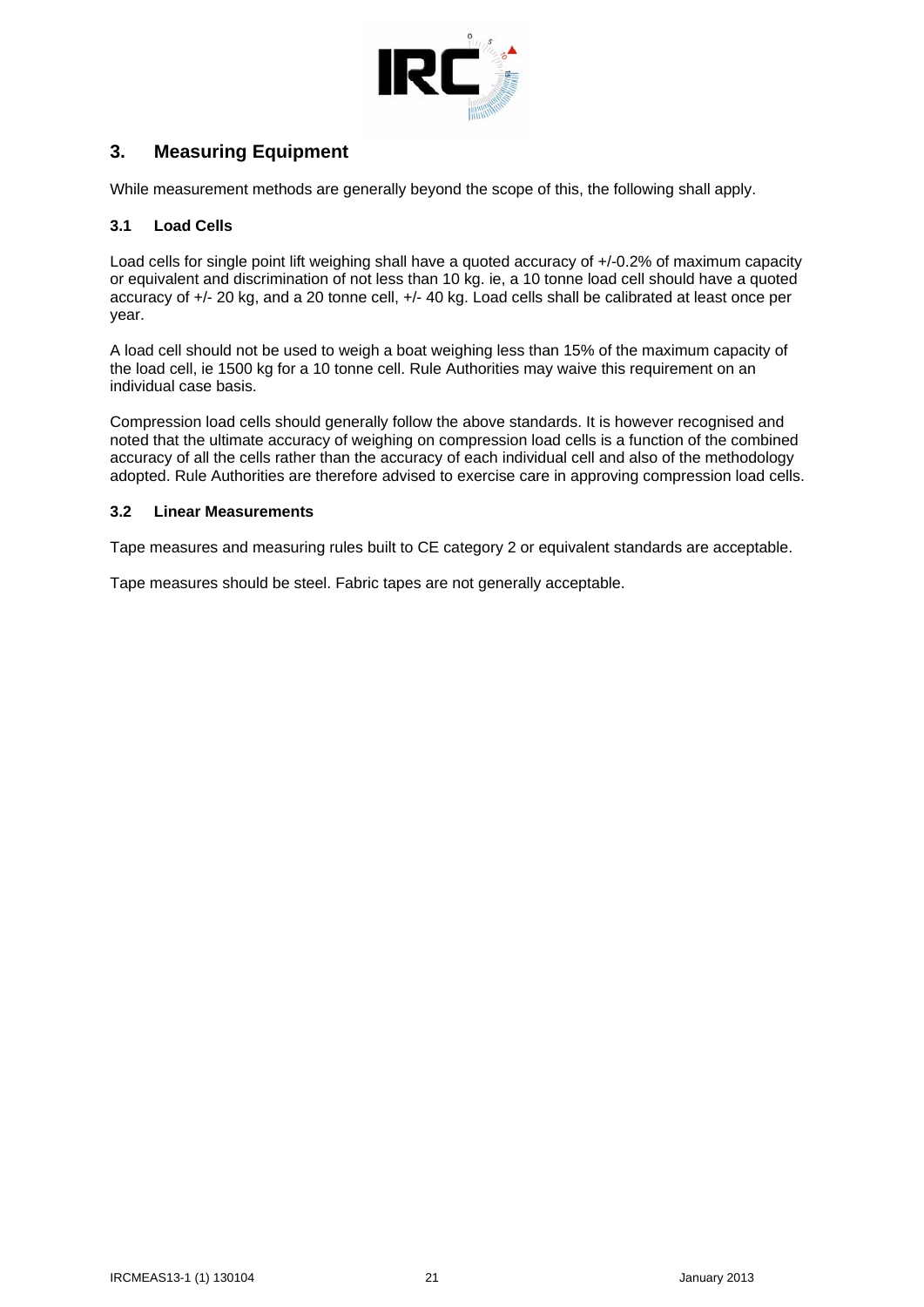## 3. Measuring Equipment

While measurement methods are generally beyond the scope of this, the following shall apply.

### 3.1 Load Cells

Load cells for single point lift weighing shall have a quoted accuracy of +/-0.2% of maximum capacity or equivalent and discrimination of not less than 10 kg. ie, a 10 tonne load cell should have a quoted accuracy of +/- 20 kg, and a 20 tonne cell, +/- 40 kg. Load cells shall be calibrated at least once per year.

A load cell should not be used to weigh a boat weighing less than 15% of the maximum capacity of the load cell, ie 1500 kg for a 10 tonne cell. Rule Authorities may waive this requirement on an individual case basis.

Compression load cells should generally follow the above standards. It is however recognised and noted that the ultimate accuracy of weighing on compression load cells is a function of the combined accuracy of all the cells rather than the accuracy of each individual cell and also of the methodology adopted. Rule Authorities are therefore advised to exercise care in approving compression load cells.

### 3.2 Linear Measurements

Tape measures and measuring rules built to CE category 2 or equivalent standards are acceptable.

Tape measures should be steel. Fabric tapes are not generally acceptable.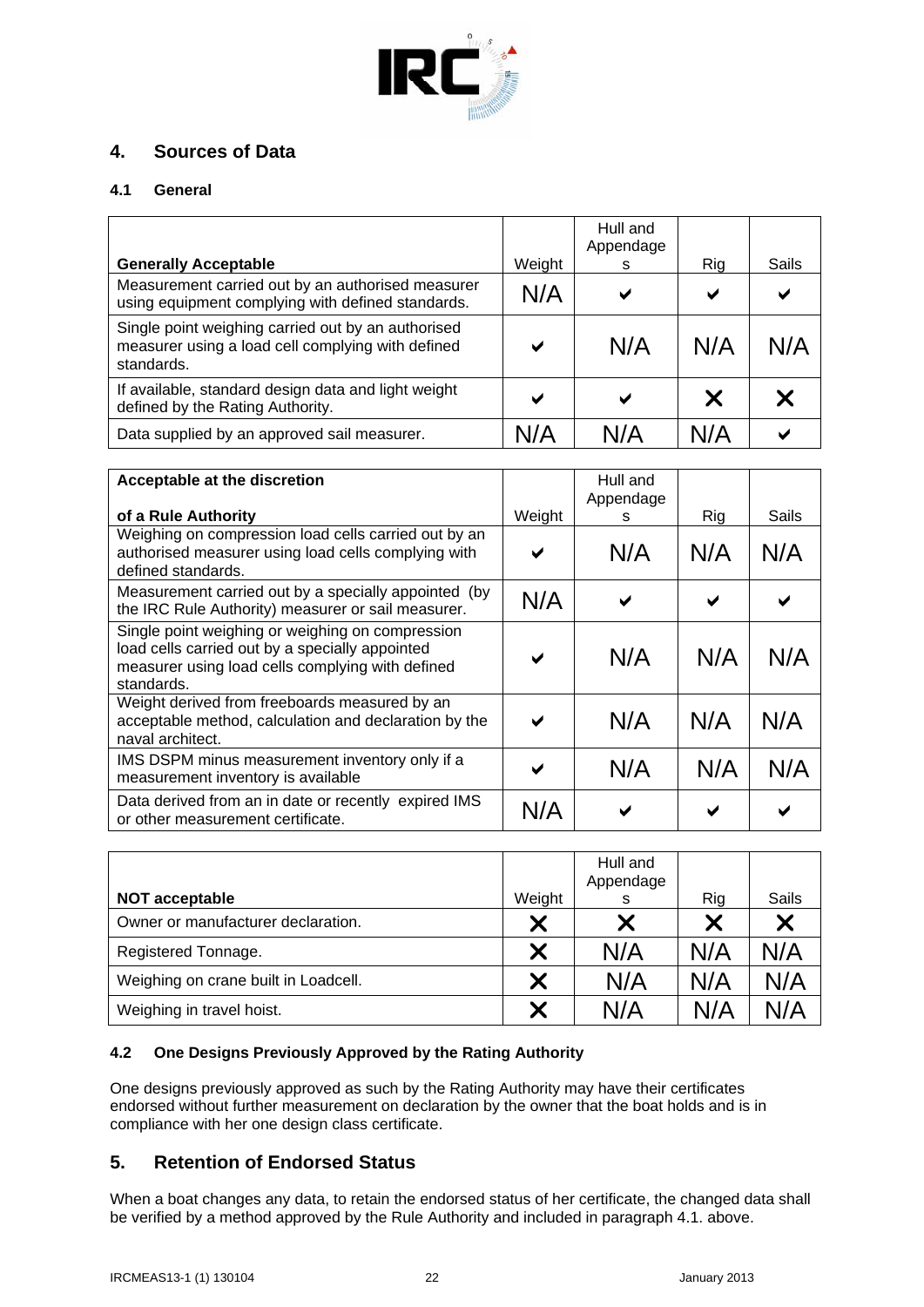## 4. Sources of Data

### 4.1 General

| **Generally Acceptable** | Weight | Hull and Appendages | Rig | Sails |
|---|---|---|---|---|
| Measurement carried out by an authorised measurer using equipment complying with defined standards. | N/A | ✔ | ✔ | ✔ |
| Single point weighing carried out by an authorised measurer using a load cell complying with defined standards. | ✔ | N/A | N/A | N/A |
| If available, standard design data and light weight defined by the Rating Authority. | ✔ | ✔ | ✘ | ✘ |
| Data supplied by an approved sail measurer. | N/A | N/A | N/A | ✔ |

| **Acceptable at the discretion of a Rule Authority** | Weight | Hull and Appendages | Rig | Sails |
|---|---|---|---|---|
| Weighing on compression load cells carried out by an authorised measurer using load cells complying with defined standards. | ✔ | N/A | N/A | N/A |
| Measurement carried out by a specially appointed (by the IRC Rule Authority) measurer or sail measurer. | N/A | ✔ | ✔ | ✔ |
| Single point weighing or weighing on compression load cells carried out by a specially appointed measurer using load cells complying with defined standards. | ✔ | N/A | N/A | N/A |
| Weight derived from freeboards measured by an acceptable method, calculation and declaration by the naval architect. | ✔ | N/A | N/A | N/A |
| IMS DSPM minus measurement inventory only if a measurement inventory is available | ✔ | N/A | N/A | N/A |
| Data derived from an in date or recently expired IMS or other measurement certificate. | N/A | ✔ | ✔ | ✔ |

| **NOT acceptable** | Weight | Hull and Appendages | Rig | Sails |
|---|---|---|---|---|
| Owner or manufacturer declaration. | ✘ | ✘ | ✘ | ✘ |
| Registered Tonnage. | ✘ | N/A | N/A | N/A |
| Weighing on crane built in Loadcell. | ✘ | N/A | N/A | N/A |
| Weighing in travel hoist. | ✘ | N/A | N/A | N/A |

### 4.2 One Designs Previously Approved by the Rating Authority

One designs previously approved as such by the Rating Authority may have their certificates endorsed without further measurement on declaration by the owner that the boat holds and is in compliance with her one design class certificate.

## 5. Retention of Endorsed Status

When a boat changes any data, to retain the endorsed status of her certificate, the changed data shall be verified by a method approved by the Rule Authority and included in paragraph 4.1. above.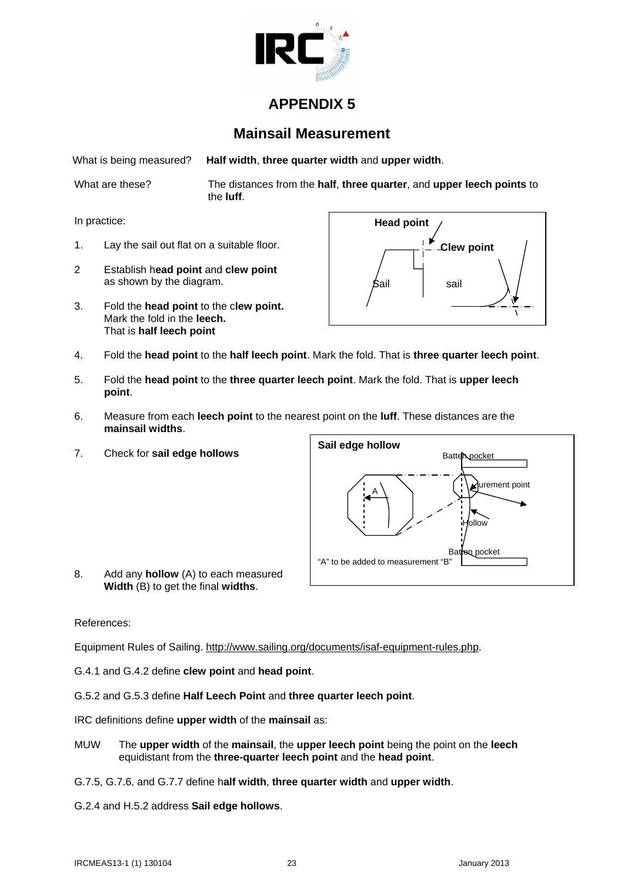# APPENDIX 5

## Mainsail Measurement

What is being measured? **Half width**, **three quarter width** and **upper width**.

What are these? The distances from the **half**, **three quarter**, and **upper leech points** to the **luff**.

In practice:

1. Lay the sail out flat on a suitable floor.
2. Establish h**ead point** and **clew point** as shown by the diagram.
3. Fold the **head point** to the c**lew point.** Mark the fold in the **leech.** That is **half leech point**
4. Fold the **head point** to the **half leech point**. Mark the fold. That is **three quarter leech point**.
5. Fold the **head point** to the **three quarter leech point**. Mark the fold. That is **upper leech point**.
6. Measure from each **leech point** to the nearest point on the **luff**. These distances are the **mainsail widths**.
7. Check for **sail edge hollows**
8. Add any **hollow** (A) to each measured **Width** (B) to get the final **widths**.

References:

Equipment Rules of Sailing. http://www.sailing.org/documents/isaf-equipment-rules.php.

G.4.1 and G.4.2 define **clew point** and **head point**.

G.5.2 and G.5.3 define **Half Leech Point** and **three quarter leech point**.

IRC definitions define **upper width** of the **mainsail** as:

MUW The **upper width** of the **mainsail**, the **upper leech point** being the point on the **leech** equidistant from the **three-quarter leech point** and the **head point**.

G.7.5, G.7.6, and G.7.7 define h**alf width**, **three quarter width** and **upper width**.

G.2.4 and H.5.2 address **Sail edge hollows**.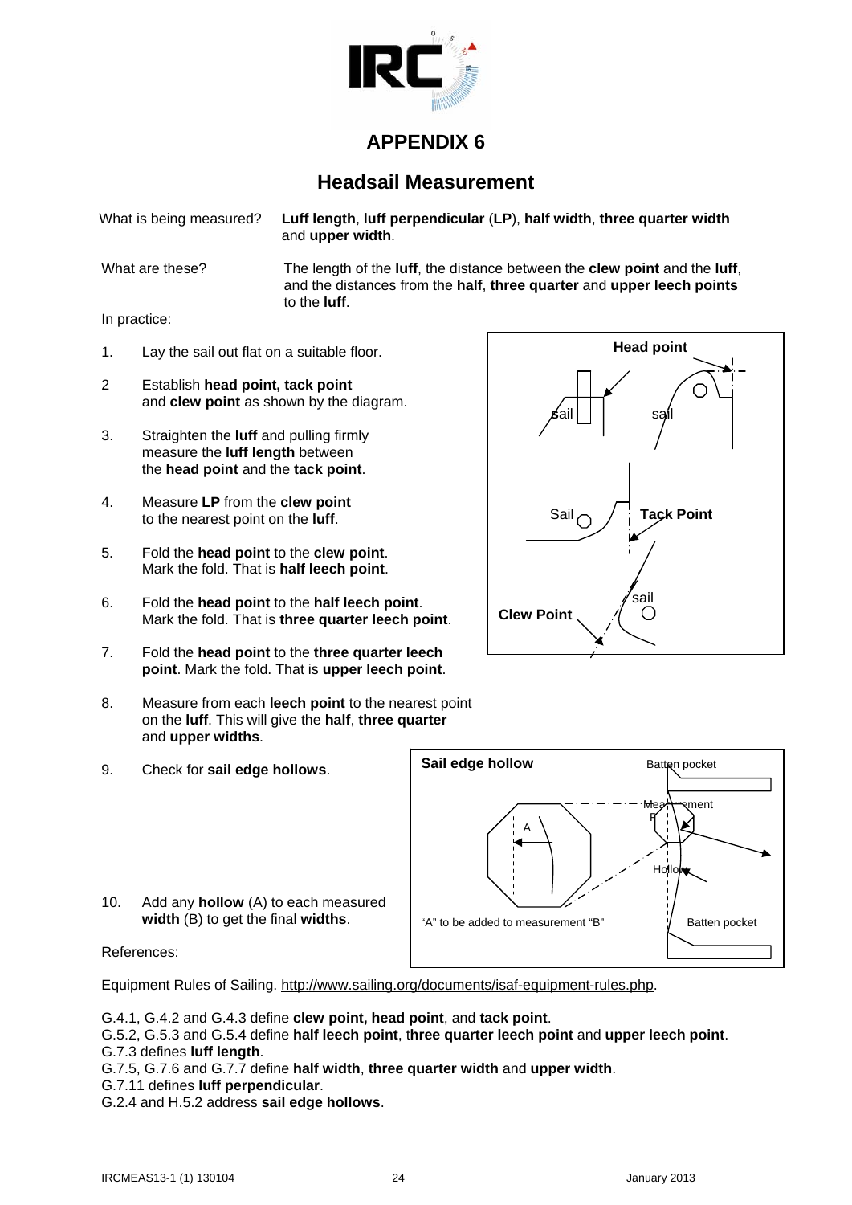# APPENDIX 6

## Headsail Measurement

What is being measured? **Luff length**, **luff perpendicular** (**LP**), **half width**, **three quarter width** and **upper width**.

What are these? The length of the **luff**, the distance between the **clew point** and the **luff**, and the distances from the **half**, **three quarter** and **upper leech points** to the **luff**.

In practice:

1. Lay the sail out flat on a suitable floor.
2. Establish **head point, tack point** and **clew point** as shown by the diagram.
3. Straighten the **luff** and pulling firmly measure the **luff length** between the **head point** and the **tack point**.
4. Measure **LP** from the **clew point** to the nearest point on the **luff**.
5. Fold the **head point** to the **clew point**. Mark the fold. That is **half leech point**.
6. Fold the **head point** to the **half leech point**. Mark the fold. That is **three quarter leech point**.
7. Fold the **head point** to the **three quarter leech point**. Mark the fold. That is **upper leech point**.
8. Measure from each **leech point** to the nearest point on the **luff**. This will give the **half**, **three quarter** and **upper widths**.
9. Check for **sail edge hollows**.
10. Add any **hollow** (A) to each measured **width** (B) to get the final **widths**.

References:

Equipment Rules of Sailing. http://www.sailing.org/documents/isaf-equipment-rules.php.

G.4.1, G.4.2 and G.4.3 define **clew point, head point**, and **tack point**.
G.5.2, G.5.3 and G.5.4 define **half leech point**, t**hree quarter leech point** and **upper leech point**.
G.7.3 defines **luff length**.
G.7.5, G.7.6 and G.7.7 define **half width**, **three quarter width** and **upper width**.
G.7.11 defines **luff perpendicular**.
G.2.4 and H.5.2 address **sail edge hollows**.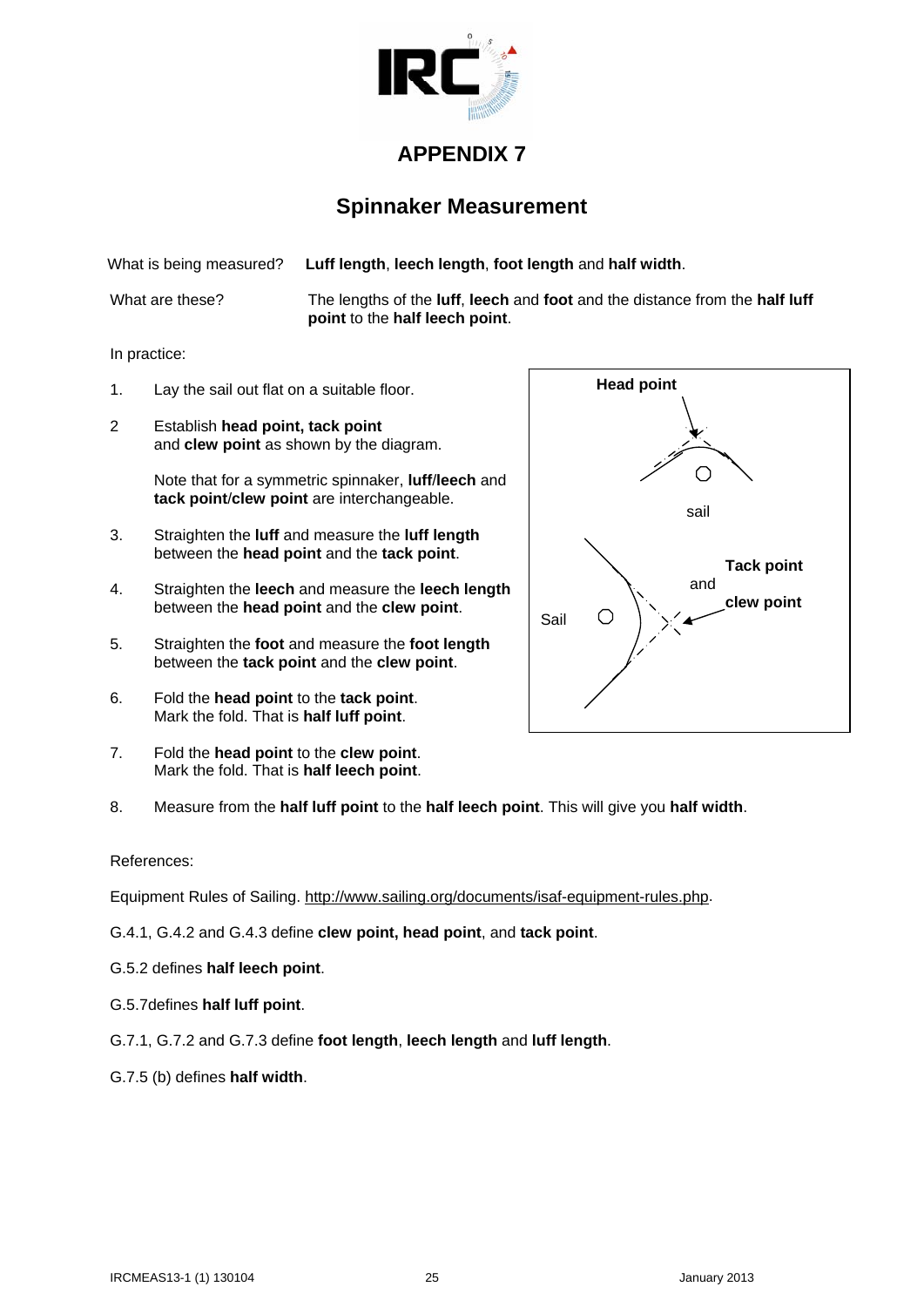# APPENDIX 7

## Spinnaker Measurement

What is being measured? **Luff length**, **leech length**, **foot length** and **half width**.

What are these? The lengths of the **luff**, **leech** and **foot** and the distance from the **half luff point** to the **half leech point**.

In practice:

1. Lay the sail out flat on a suitable floor.
2. Establish **head point, tack point** and **clew point** as shown by the diagram.

   Note that for a symmetric spinnaker, **luff**/**leech** and **tack point**/**clew point** are interchangeable.
3. Straighten the **luff** and measure the **luff length** between the **head point** and the **tack point**.
4. Straighten the **leech** and measure the **leech length** between the **head point** and the **clew point**.
5. Straighten the **foot** and measure the **foot length** between the **tack point** and the **clew point**.
6. Fold the **head point** to the **tack point**. Mark the fold. That is **half luff point**.
7. Fold the **head point** to the **clew point**. Mark the fold. That is **half leech point**.
8. Measure from the **half luff point** to the **half leech point**. This will give you **half width**.

**Head point**

sail

**Tack point**

and

**clew point**

Sail

References:

Equipment Rules of Sailing. http://www.sailing.org/documents/isaf-equipment-rules.php.

G.4.1, G.4.2 and G.4.3 define **clew point, head point**, and **tack point**.

G.5.2 defines **half leech point**.

G.5.7defines **half luff point**.

G.7.1, G.7.2 and G.7.3 define **foot length**, **leech length** and **luff length**.

G.7.5 (b) defines **half width**.